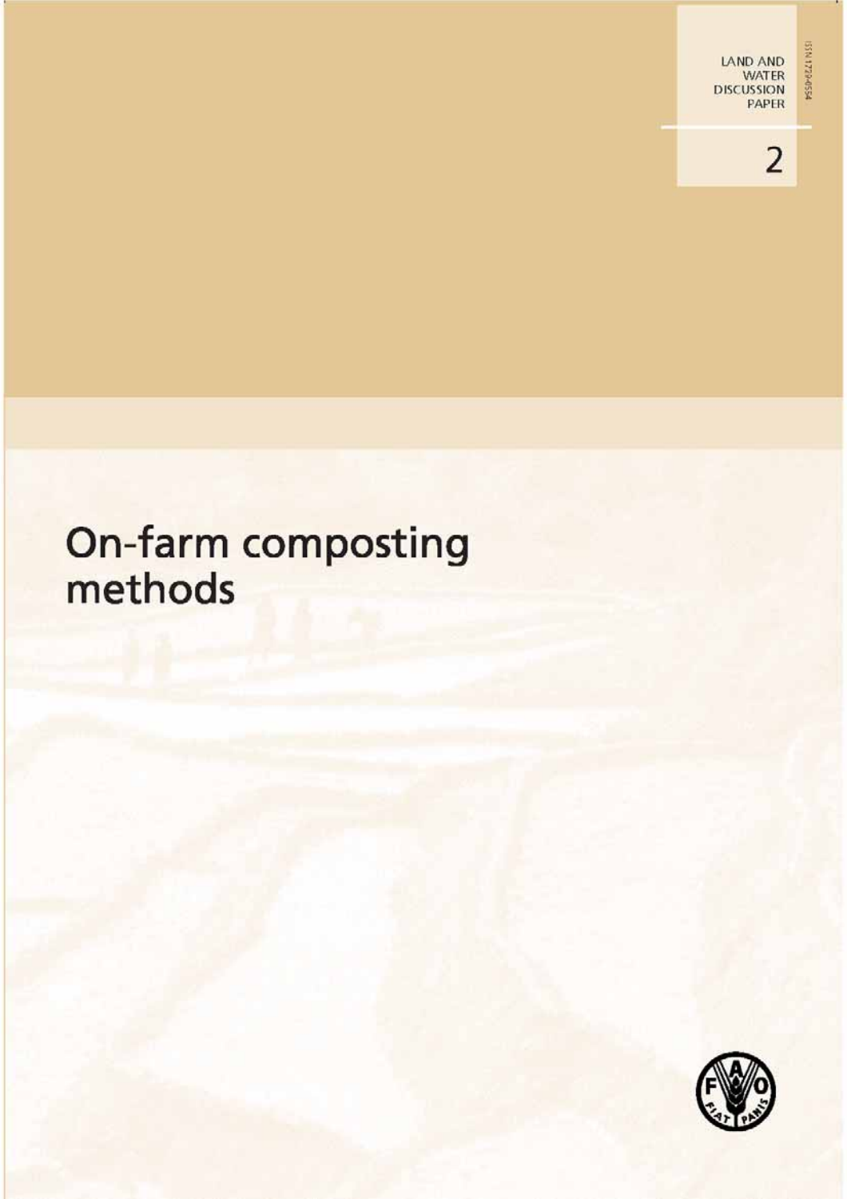LAND AND WATER DISCUSSION PAPER

2

ISSN 1729-0554

# On-farm composting methods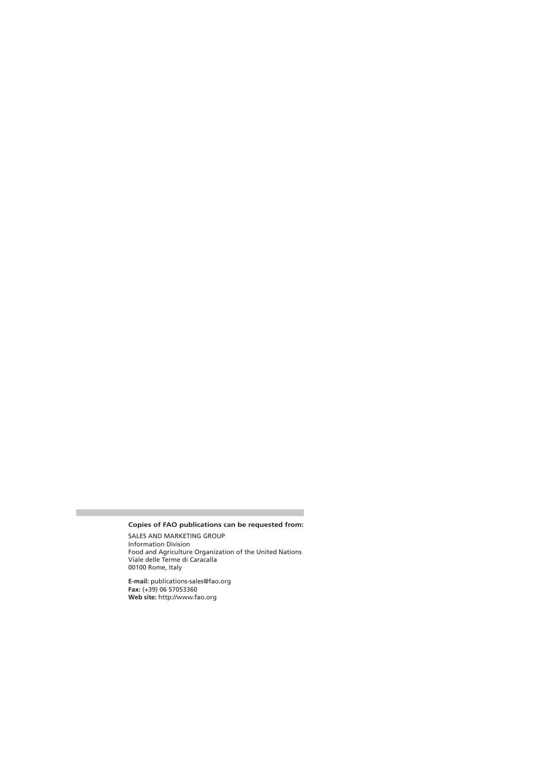**Copies of FAO publications can be requested from:**

SALES AND MARKETING GROUP
Information Division
Food and Agriculture Organization of the United Nations
Viale delle Terme di Caracalla
00100 Rome, Italy

**E-mail:** publications-sales@fao.org
**Fax:** (+39) 06 57053360
**Web site:** http://www.fao.org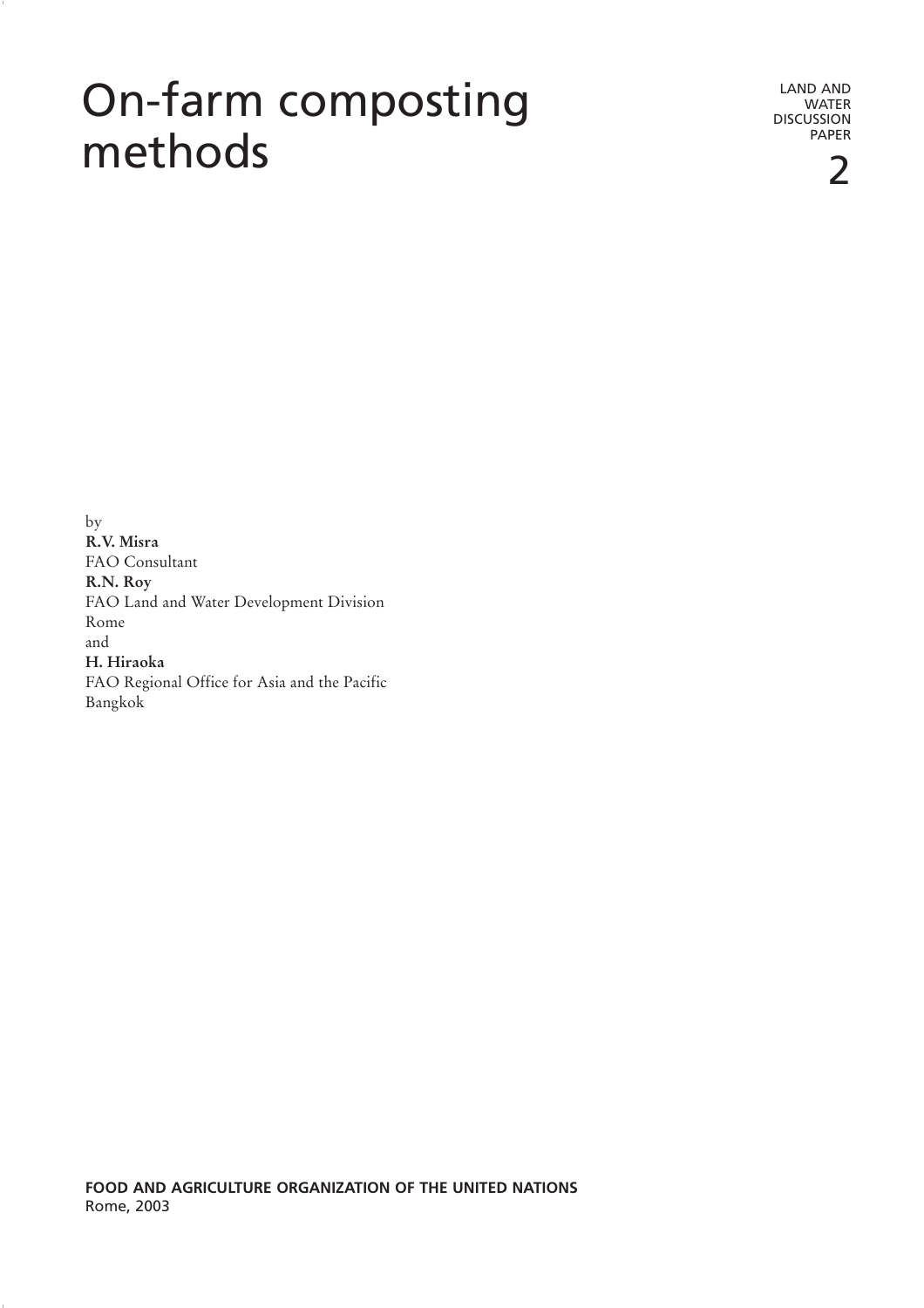# On-farm composting methods

LAND AND WATER DISCUSSION PAPER

2

by

**R.V. Misra**
FAO Consultant

**R.N. Roy**
FAO Land and Water Development Division
Rome

and

**H. Hiraoka**
FAO Regional Office for Asia and the Pacific
Bangkok

**FOOD AND AGRICULTURE ORGANIZATION OF THE UNITED NATIONS**
Rome, 2003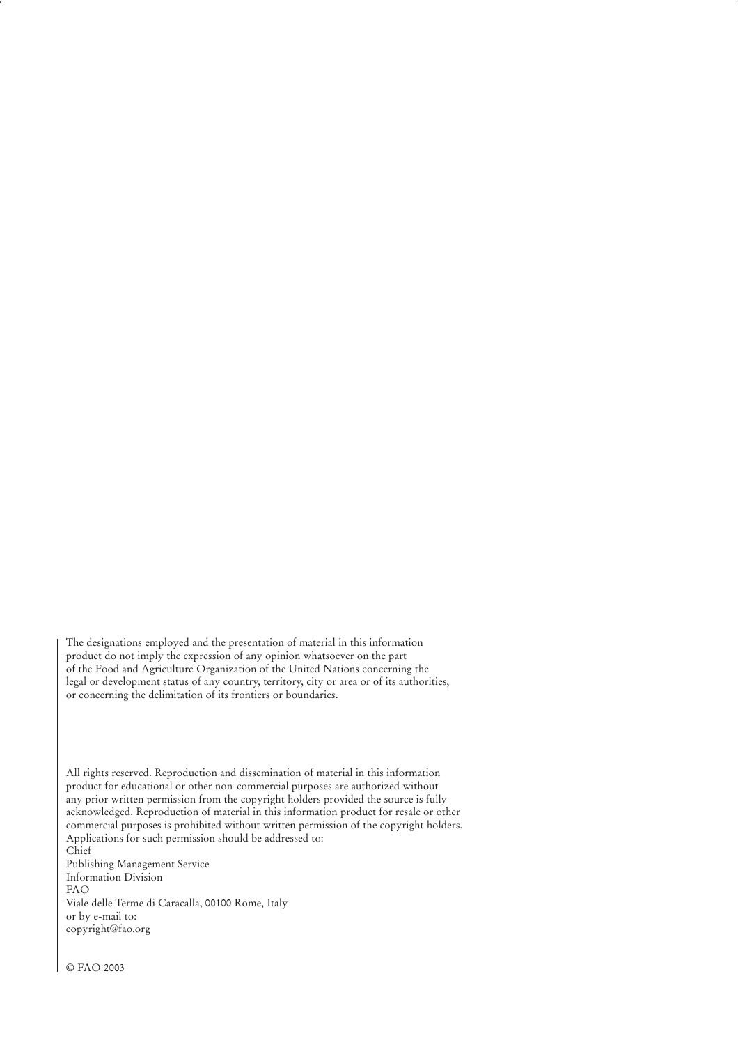The designations employed and the presentation of material in this information product do not imply the expression of any opinion whatsoever on the part of the Food and Agriculture Organization of the United Nations concerning the legal or development status of any country, territory, city or area or of its authorities, or concerning the delimitation of its frontiers or boundaries.

All rights reserved. Reproduction and dissemination of material in this information product for educational or other non-commercial purposes are authorized without any prior written permission from the copyright holders provided the source is fully acknowledged. Reproduction of material in this information product for resale or other commercial purposes is prohibited without written permission of the copyright holders. Applications for such permission should be addressed to:
Chief
Publishing Management Service
Information Division
FAO
Viale delle Terme di Caracalla, 00100 Rome, Italy
or by e-mail to:
copyright@fao.org

© FAO 2003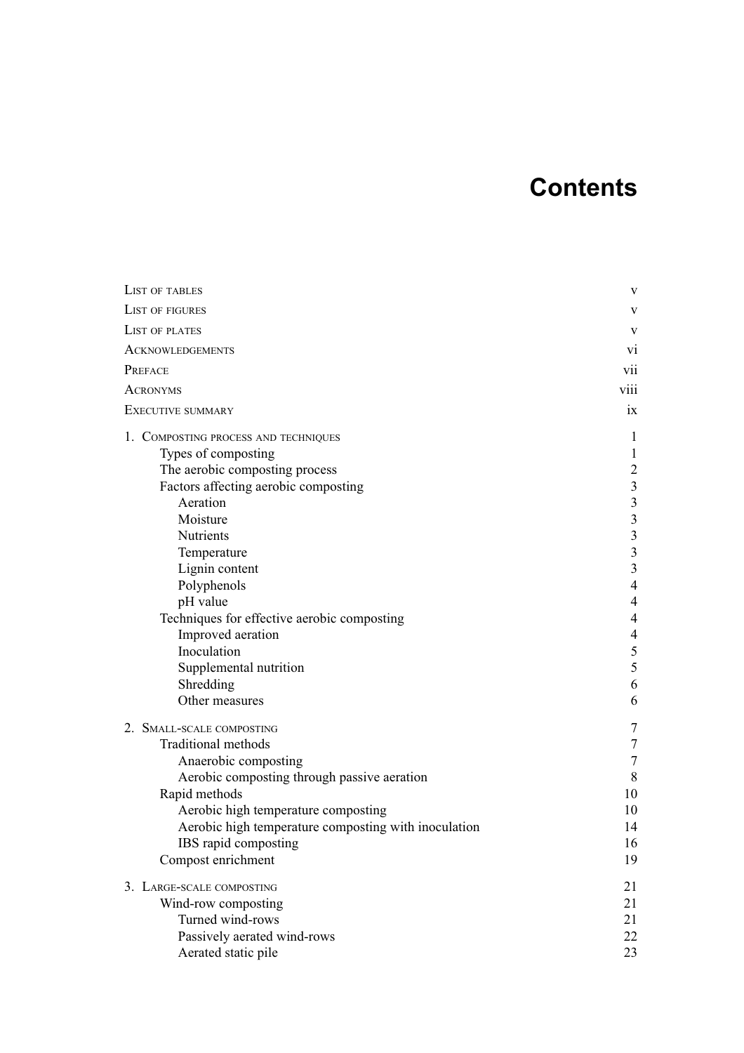# Contents

| | |
|---|---|
| List of tables | v |
| List of figures | v |
| List of plates | v |
| Acknowledgements | vi |
| Preface | vii |
| Acronyms | viii |
| Executive summary | ix |
| **1. Composting process and techniques** | 1 |
| Types of composting | 1 |
| The aerobic composting process | 2 |
| Factors affecting aerobic composting | 3 |
| Aeration | 3 |
| Moisture | 3 |
| Nutrients | 3 |
| Temperature | 3 |
| Lignin content | 3 |
| Polyphenols | 4 |
| pH value | 4 |
| Techniques for effective aerobic composting | 4 |
| Improved aeration | 4 |
| Inoculation | 5 |
| Supplemental nutrition | 5 |
| Shredding | 6 |
| Other measures | 6 |
| **2. Small-scale composting** | 7 |
| Traditional methods | 7 |
| Anaerobic composting | 7 |
| Aerobic composting through passive aeration | 8 |
| Rapid methods | 10 |
| Aerobic high temperature composting | 10 |
| Aerobic high temperature composting with inoculation | 14 |
| IBS rapid composting | 16 |
| Compost enrichment | 19 |
| **3. Large-scale composting** | 21 |
| Wind-row composting | 21 |
| Turned wind-rows | 21 |
| Passively aerated wind-rows | 22 |
| Aerated static pile | 23 |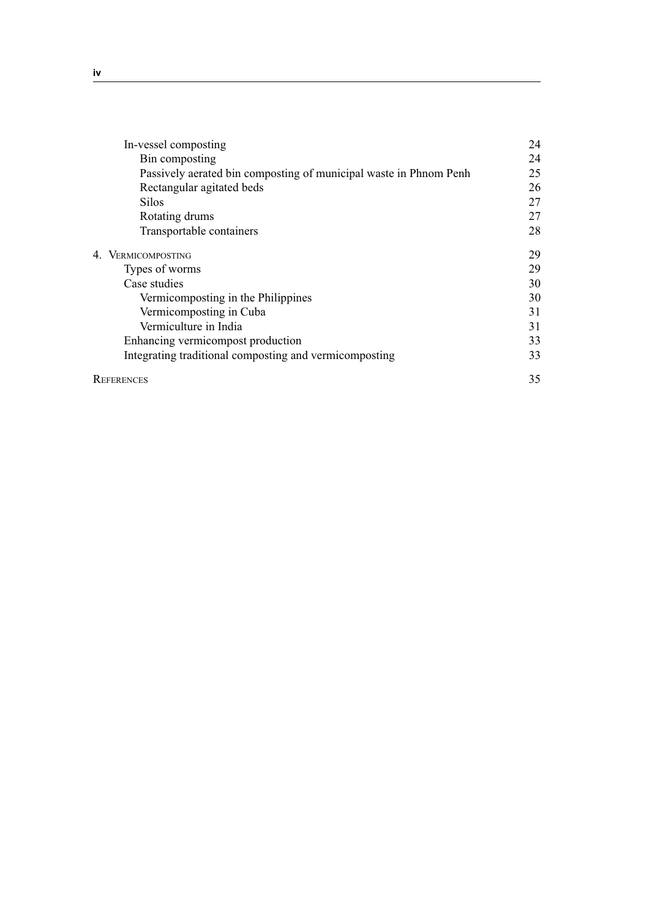| | |
|---|---|
| In-vessel composting | 24 |
| Bin composting | 24 |
| Passively aerated bin composting of municipal waste in Phnom Penh | 25 |
| Rectangular agitated beds | 26 |
| Silos | 27 |
| Rotating drums | 27 |
| Transportable containers | 28 |
| 4. Vermicomposting | 29 |
| Types of worms | 29 |
| Case studies | 30 |
| Vermicomposting in the Philippines | 30 |
| Vermicomposting in Cuba | 31 |
| Vermiculture in India | 31 |
| Enhancing vermicompost production | 33 |
| Integrating traditional composting and vermicomposting | 33 |
| References | 35 |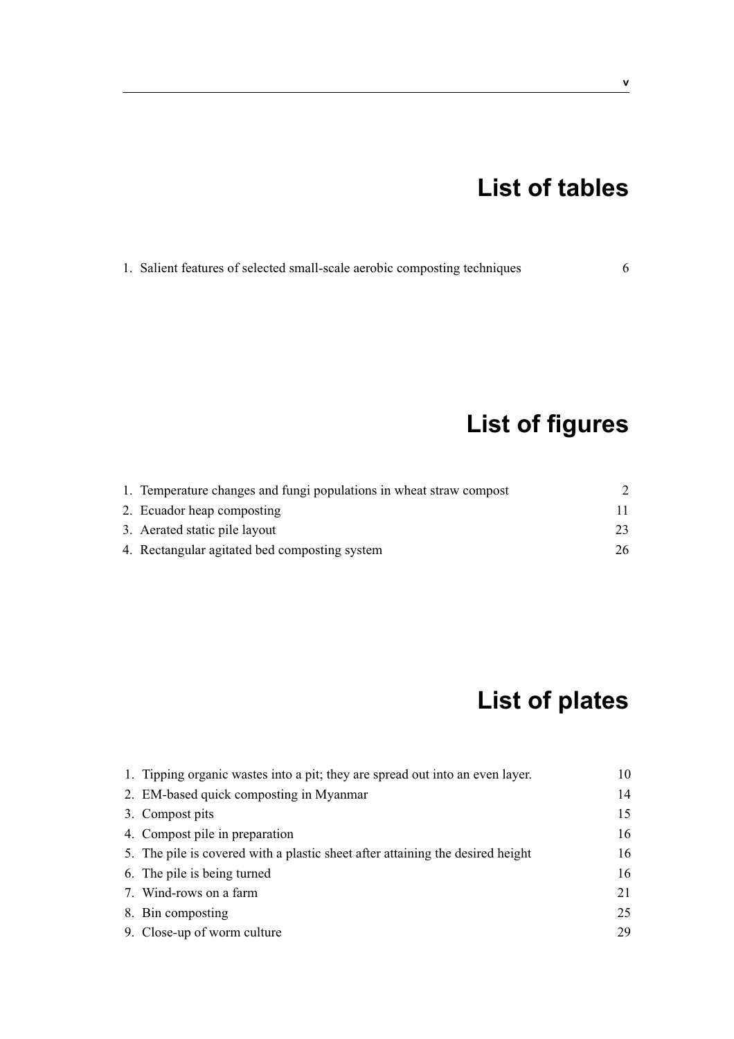# List of tables

1. Salient features of selected small-scale aerobic composting techniques 6

# List of figures

1. Temperature changes and fungi populations in wheat straw compost 2
2. Ecuador heap composting 11
3. Aerated static pile layout 23
4. Rectangular agitated bed composting system 26

# List of plates

1. Tipping organic wastes into a pit; they are spread out into an even layer. 10
2. EM-based quick composting in Myanmar 14
3. Compost pits 15
4. Compost pile in preparation 16
5. The pile is covered with a plastic sheet after attaining the desired height 16
6. The pile is being turned 16
7. Wind-rows on a farm 21
8. Bin composting 25
9. Close-up of worm culture 29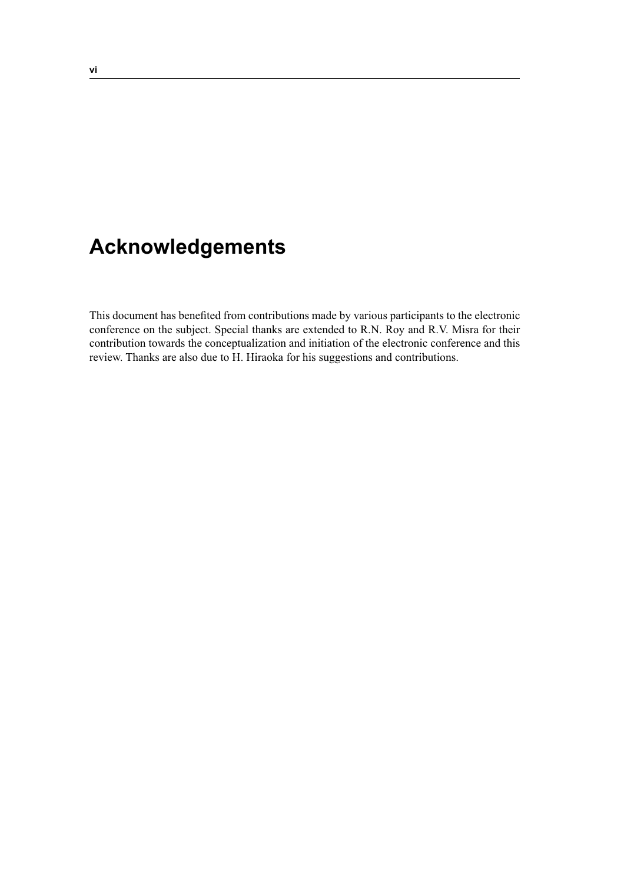# Acknowledgements

This document has benefited from contributions made by various participants to the electronic conference on the subject. Special thanks are extended to R.N. Roy and R.V. Misra for their contribution towards the conceptualization and initiation of the electronic conference and this review. Thanks are also due to H. Hiraoka for his suggestions and contributions.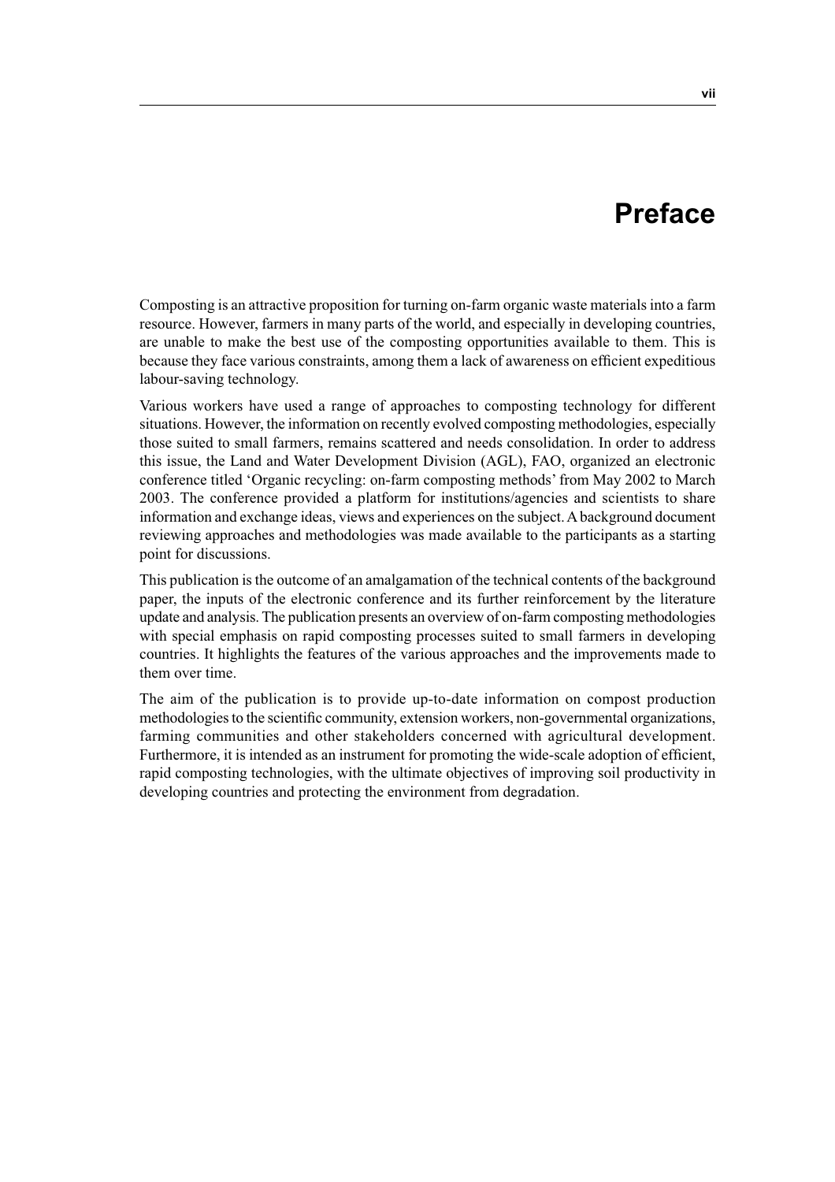# Preface

Composting is an attractive proposition for turning on-farm organic waste materials into a farm resource. However, farmers in many parts of the world, and especially in developing countries, are unable to make the best use of the composting opportunities available to them. This is because they face various constraints, among them a lack of awareness on efficient expeditious labour-saving technology.

Various workers have used a range of approaches to composting technology for different situations. However, the information on recently evolved composting methodologies, especially those suited to small farmers, remains scattered and needs consolidation. In order to address this issue, the Land and Water Development Division (AGL), FAO, organized an electronic conference titled 'Organic recycling: on-farm composting methods' from May 2002 to March 2003. The conference provided a platform for institutions/agencies and scientists to share information and exchange ideas, views and experiences on the subject. A background document reviewing approaches and methodologies was made available to the participants as a starting point for discussions.

This publication is the outcome of an amalgamation of the technical contents of the background paper, the inputs of the electronic conference and its further reinforcement by the literature update and analysis. The publication presents an overview of on-farm composting methodologies with special emphasis on rapid composting processes suited to small farmers in developing countries. It highlights the features of the various approaches and the improvements made to them over time.

The aim of the publication is to provide up-to-date information on compost production methodologies to the scientific community, extension workers, non-governmental organizations, farming communities and other stakeholders concerned with agricultural development. Furthermore, it is intended as an instrument for promoting the wide-scale adoption of efficient, rapid composting technologies, with the ultimate objectives of improving soil productivity in developing countries and protecting the environment from degradation.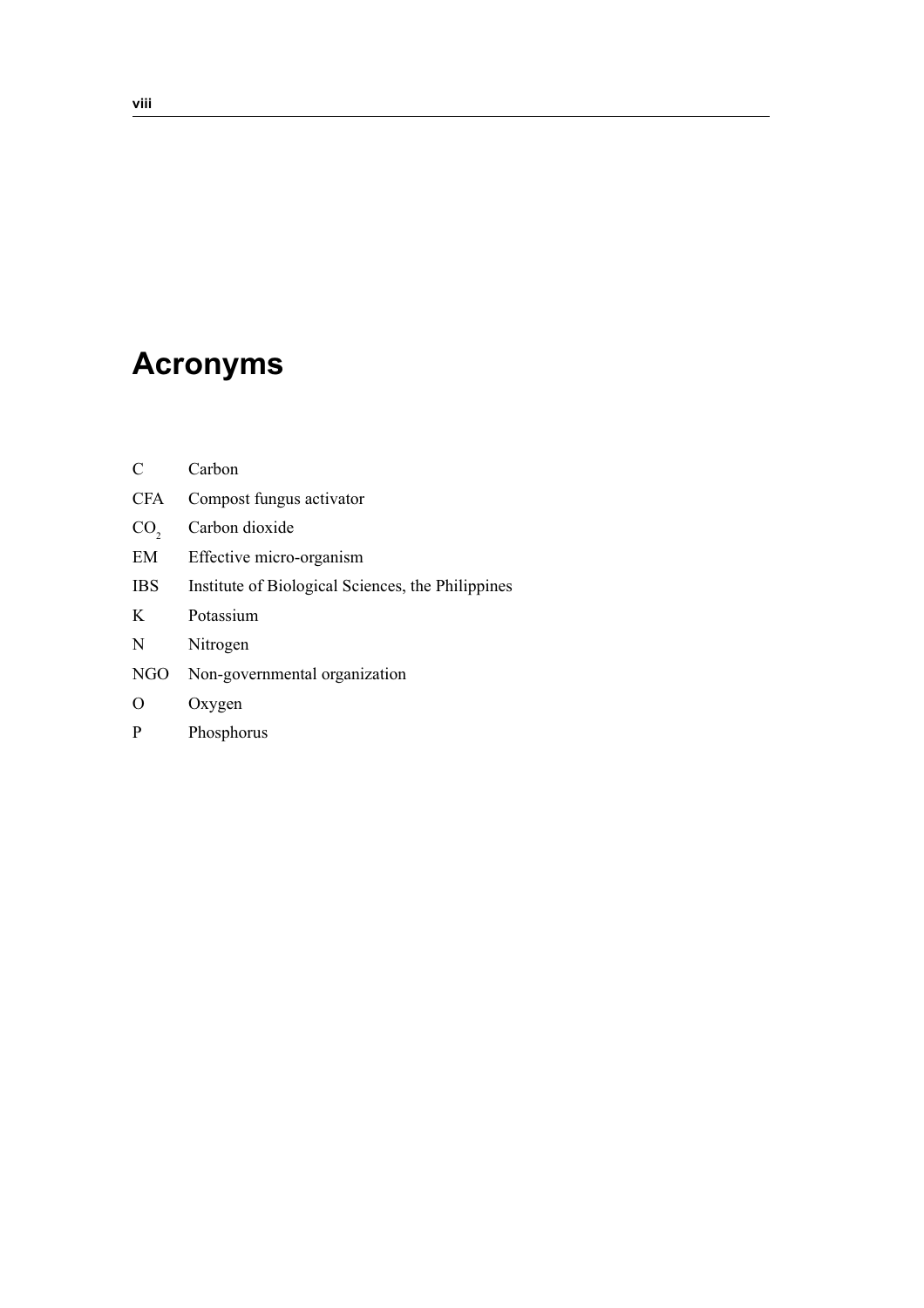# Acronyms

| | |
|---|---|
| C | Carbon |
| CFA | Compost fungus activator |
| $CO_2$ | Carbon dioxide |
| EM | Effective micro-organism |
| IBS | Institute of Biological Sciences, the Philippines |
| K | Potassium |
| N | Nitrogen |
| NGO | Non-governmental organization |
| O | Oxygen |
| P | Phosphorus |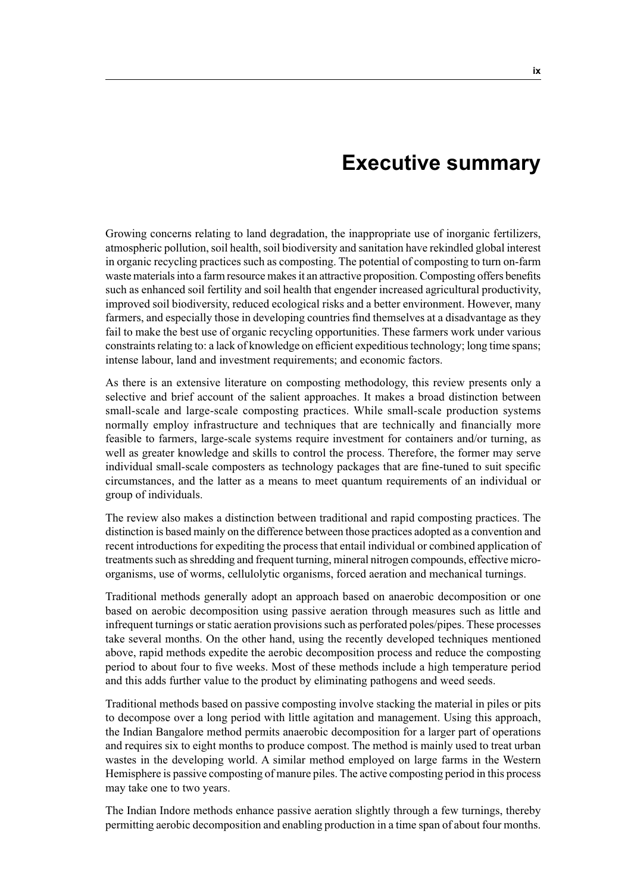# Executive summary

Growing concerns relating to land degradation, the inappropriate use of inorganic fertilizers, atmospheric pollution, soil health, soil biodiversity and sanitation have rekindled global interest in organic recycling practices such as composting. The potential of composting to turn on-farm waste materials into a farm resource makes it an attractive proposition. Composting offers benefits such as enhanced soil fertility and soil health that engender increased agricultural productivity, improved soil biodiversity, reduced ecological risks and a better environment. However, many farmers, and especially those in developing countries find themselves at a disadvantage as they fail to make the best use of organic recycling opportunities. These farmers work under various constraints relating to: a lack of knowledge on efficient expeditious technology; long time spans; intense labour, land and investment requirements; and economic factors.

As there is an extensive literature on composting methodology, this review presents only a selective and brief account of the salient approaches. It makes a broad distinction between small-scale and large-scale composting practices. While small-scale production systems normally employ infrastructure and techniques that are technically and financially more feasible to farmers, large-scale systems require investment for containers and/or turning, as well as greater knowledge and skills to control the process. Therefore, the former may serve individual small-scale composters as technology packages that are fine-tuned to suit specific circumstances, and the latter as a means to meet quantum requirements of an individual or group of individuals.

The review also makes a distinction between traditional and rapid composting practices. The distinction is based mainly on the difference between those practices adopted as a convention and recent introductions for expediting the process that entail individual or combined application of treatments such as shredding and frequent turning, mineral nitrogen compounds, effective micro-organisms, use of worms, cellulolytic organisms, forced aeration and mechanical turnings.

Traditional methods generally adopt an approach based on anaerobic decomposition or one based on aerobic decomposition using passive aeration through measures such as little and infrequent turnings or static aeration provisions such as perforated poles/pipes. These processes take several months. On the other hand, using the recently developed techniques mentioned above, rapid methods expedite the aerobic decomposition process and reduce the composting period to about four to five weeks. Most of these methods include a high temperature period and this adds further value to the product by eliminating pathogens and weed seeds.

Traditional methods based on passive composting involve stacking the material in piles or pits to decompose over a long period with little agitation and management. Using this approach, the Indian Bangalore method permits anaerobic decomposition for a larger part of operations and requires six to eight months to produce compost. The method is mainly used to treat urban wastes in the developing world. A similar method employed on large farms in the Western Hemisphere is passive composting of manure piles. The active composting period in this process may take one to two years.

The Indian Indore methods enhance passive aeration slightly through a few turnings, thereby permitting aerobic decomposition and enabling production in a time span of about four months.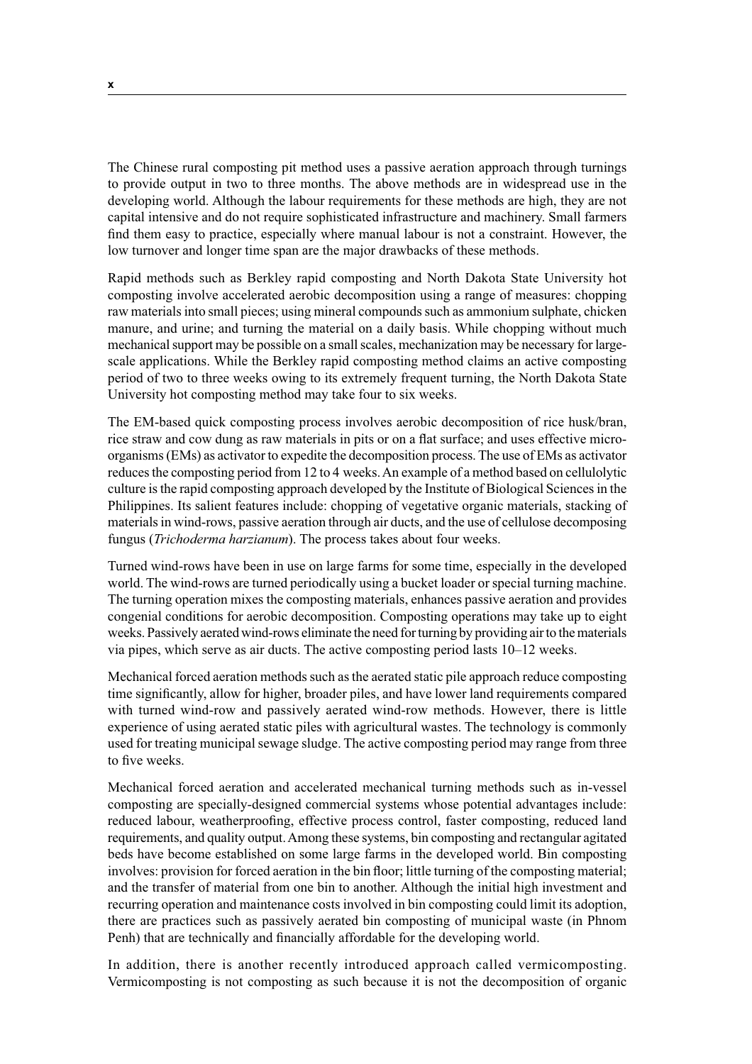The Chinese rural composting pit method uses a passive aeration approach through turnings to provide output in two to three months. The above methods are in widespread use in the developing world. Although the labour requirements for these methods are high, they are not capital intensive and do not require sophisticated infrastructure and machinery. Small farmers find them easy to practice, especially where manual labour is not a constraint. However, the low turnover and longer time span are the major drawbacks of these methods.

Rapid methods such as Berkley rapid composting and North Dakota State University hot composting involve accelerated aerobic decomposition using a range of measures: chopping raw materials into small pieces; using mineral compounds such as ammonium sulphate, chicken manure, and urine; and turning the material on a daily basis. While chopping without much mechanical support may be possible on a small scales, mechanization may be necessary for large-scale applications. While the Berkley rapid composting method claims an active composting period of two to three weeks owing to its extremely frequent turning, the North Dakota State University hot composting method may take four to six weeks.

The EM-based quick composting process involves aerobic decomposition of rice husk/bran, rice straw and cow dung as raw materials in pits or on a flat surface; and uses effective micro-organisms (EMs) as activator to expedite the decomposition process. The use of EMs as activator reduces the composting period from 12 to 4 weeks. An example of a method based on cellulolytic culture is the rapid composting approach developed by the Institute of Biological Sciences in the Philippines. Its salient features include: chopping of vegetative organic materials, stacking of materials in wind-rows, passive aeration through air ducts, and the use of cellulose decomposing fungus (*Trichoderma harzianum*). The process takes about four weeks.

Turned wind-rows have been in use on large farms for some time, especially in the developed world. The wind-rows are turned periodically using a bucket loader or special turning machine. The turning operation mixes the composting materials, enhances passive aeration and provides congenial conditions for aerobic decomposition. Composting operations may take up to eight weeks. Passively aerated wind-rows eliminate the need for turning by providing air to the materials via pipes, which serve as air ducts. The active composting period lasts 10–12 weeks.

Mechanical forced aeration methods such as the aerated static pile approach reduce composting time significantly, allow for higher, broader piles, and have lower land requirements compared with turned wind-row and passively aerated wind-row methods. However, there is little experience of using aerated static piles with agricultural wastes. The technology is commonly used for treating municipal sewage sludge. The active composting period may range from three to five weeks.

Mechanical forced aeration and accelerated mechanical turning methods such as in-vessel composting are specially-designed commercial systems whose potential advantages include: reduced labour, weatherproofing, effective process control, faster composting, reduced land requirements, and quality output. Among these systems, bin composting and rectangular agitated beds have become established on some large farms in the developed world. Bin composting involves: provision for forced aeration in the bin floor; little turning of the composting material; and the transfer of material from one bin to another. Although the initial high investment and recurring operation and maintenance costs involved in bin composting could limit its adoption, there are practices such as passively aerated bin composting of municipal waste (in Phnom Penh) that are technically and financially affordable for the developing world.

In addition, there is another recently introduced approach called vermicomposting. Vermicomposting is not composting as such because it is not the decomposition of organic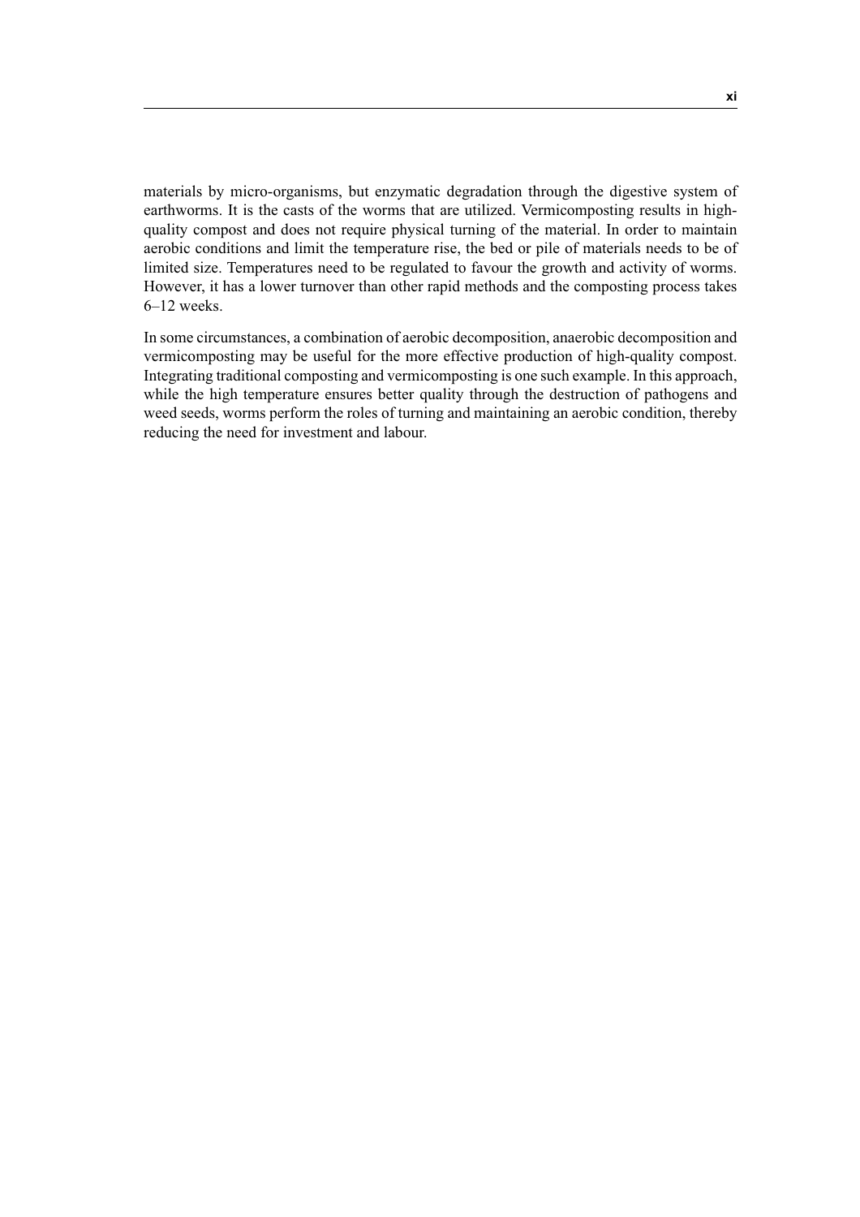materials by micro-organisms, but enzymatic degradation through the digestive system of earthworms. It is the casts of the worms that are utilized. Vermicomposting results in high-quality compost and does not require physical turning of the material. In order to maintain aerobic conditions and limit the temperature rise, the bed or pile of materials needs to be of limited size. Temperatures need to be regulated to favour the growth and activity of worms. However, it has a lower turnover than other rapid methods and the composting process takes 6–12 weeks.

In some circumstances, a combination of aerobic decomposition, anaerobic decomposition and vermicomposting may be useful for the more effective production of high-quality compost. Integrating traditional composting and vermicomposting is one such example. In this approach, while the high temperature ensures better quality through the destruction of pathogens and weed seeds, worms perform the roles of turning and maintaining an aerobic condition, thereby reducing the need for investment and labour.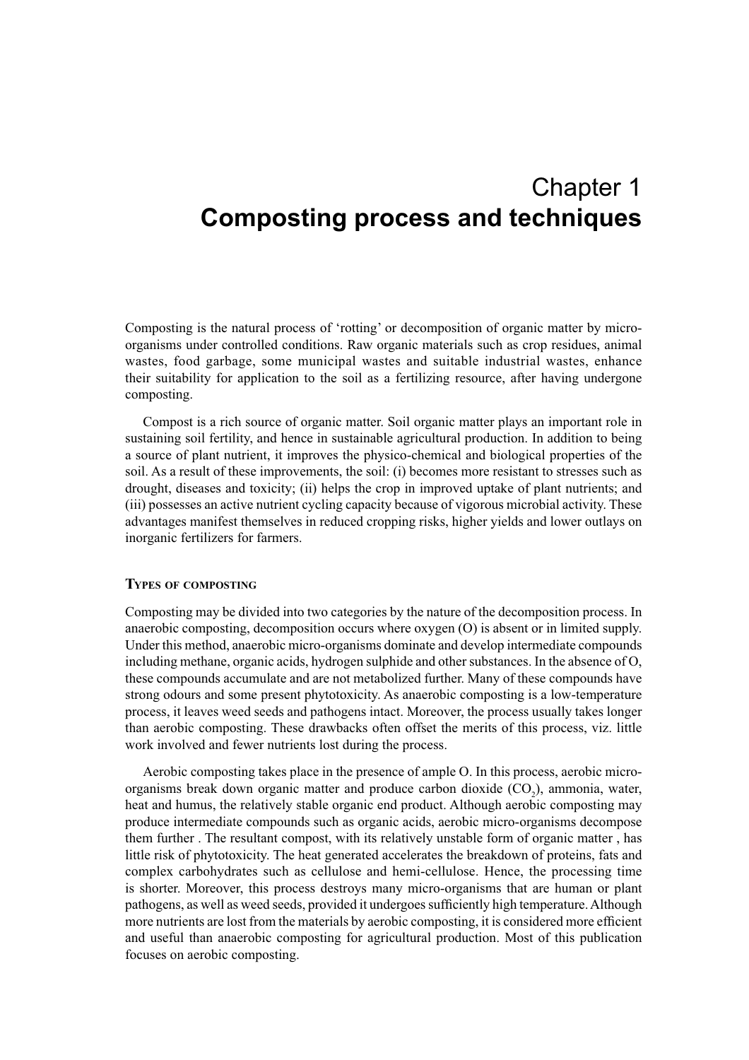# Chapter 1
# Composting process and techniques

Composting is the natural process of 'rotting' or decomposition of organic matter by micro-organisms under controlled conditions. Raw organic materials such as crop residues, animal wastes, food garbage, some municipal wastes and suitable industrial wastes, enhance their suitability for application to the soil as a fertilizing resource, after having undergone composting.

Compost is a rich source of organic matter. Soil organic matter plays an important role in sustaining soil fertility, and hence in sustainable agricultural production. In addition to being a source of plant nutrient, it improves the physico-chemical and biological properties of the soil. As a result of these improvements, the soil: (i) becomes more resistant to stresses such as drought, diseases and toxicity; (ii) helps the crop in improved uptake of plant nutrients; and (iii) possesses an active nutrient cycling capacity because of vigorous microbial activity. These advantages manifest themselves in reduced cropping risks, higher yields and lower outlays on inorganic fertilizers for farmers.

## Types of composting

Composting may be divided into two categories by the nature of the decomposition process. In anaerobic composting, decomposition occurs where oxygen (O) is absent or in limited supply. Under this method, anaerobic micro-organisms dominate and develop intermediate compounds including methane, organic acids, hydrogen sulphide and other substances. In the absence of O, these compounds accumulate and are not metabolized further. Many of these compounds have strong odours and some present phytotoxicity. As anaerobic composting is a low-temperature process, it leaves weed seeds and pathogens intact. Moreover, the process usually takes longer than aerobic composting. These drawbacks often offset the merits of this process, viz. little work involved and fewer nutrients lost during the process.

Aerobic composting takes place in the presence of ample O. In this process, aerobic micro-organisms break down organic matter and produce carbon dioxide ($CO_2$), ammonia, water, heat and humus, the relatively stable organic end product. Although aerobic composting may produce intermediate compounds such as organic acids, aerobic micro-organisms decompose them further . The resultant compost, with its relatively unstable form of organic matter , has little risk of phytotoxicity. The heat generated accelerates the breakdown of proteins, fats and complex carbohydrates such as cellulose and hemi-cellulose. Hence, the processing time is shorter. Moreover, this process destroys many micro-organisms that are human or plant pathogens, as well as weed seeds, provided it undergoes sufficiently high temperature. Although more nutrients are lost from the materials by aerobic composting, it is considered more efficient and useful than anaerobic composting for agricultural production. Most of this publication focuses on aerobic composting.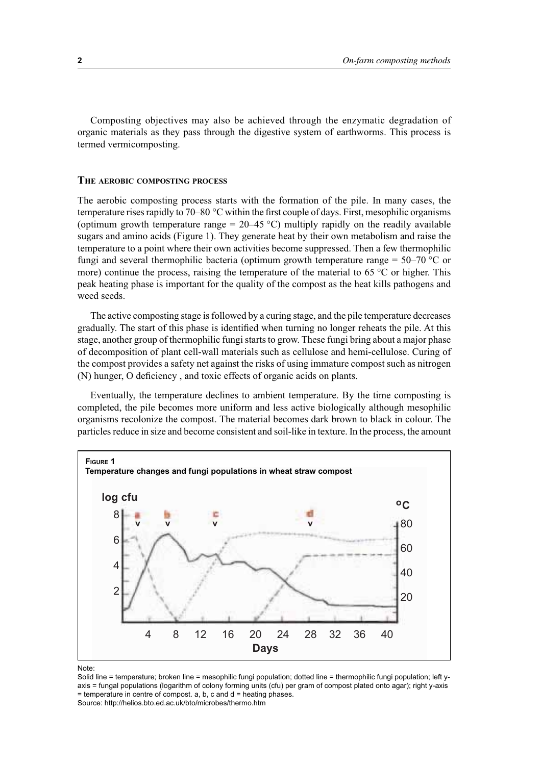Composting objectives may also be achieved through the enzymatic degradation of organic materials as they pass through the digestive system of earthworms. This process is termed vermicomposting.

### The aerobic composting process

The aerobic composting process starts with the formation of the pile. In many cases, the temperature rises rapidly to 70–80 °C within the first couple of days. First, mesophilic organisms (optimum growth temperature range = 20–45 °C) multiply rapidly on the readily available sugars and amino acids (Figure 1). They generate heat by their own metabolism and raise the temperature to a point where their own activities become suppressed. Then a few thermophilic fungi and several thermophilic bacteria (optimum growth temperature range = 50–70 °C or more) continue the process, raising the temperature of the material to 65 °C or higher. This peak heating phase is important for the quality of the compost as the heat kills pathogens and weed seeds.

The active composting stage is followed by a curing stage, and the pile temperature decreases gradually. The start of this phase is identified when turning no longer reheats the pile. At this stage, another group of thermophilic fungi starts to grow. These fungi bring about a major phase of decomposition of plant cell-wall materials such as cellulose and hemi-cellulose. Curing of the compost provides a safety net against the risks of using immature compost such as nitrogen (N) hunger, O deficiency , and toxic effects of organic acids on plants.

Eventually, the temperature declines to ambient temperature. By the time composting is completed, the pile becomes more uniform and less active biologically although mesophilic organisms recolonize the compost. The material becomes dark brown to black in colour. The particles reduce in size and become consistent and soil-like in texture. In the process, the amount

**Figure 1**
**Temperature changes and fungi populations in wheat straw compost**

Note:
Solid line = temperature; broken line = mesophilic fungi population; dotted line = thermophilic fungi population; left y-axis = fungal populations (logarithm of colony forming units (cfu) per gram of compost plated onto agar); right y-axis = temperature in centre of compost. a, b, c and d = heating phases.
Source: http://helios.bto.ed.ac.uk/bto/microbes/thermo.htm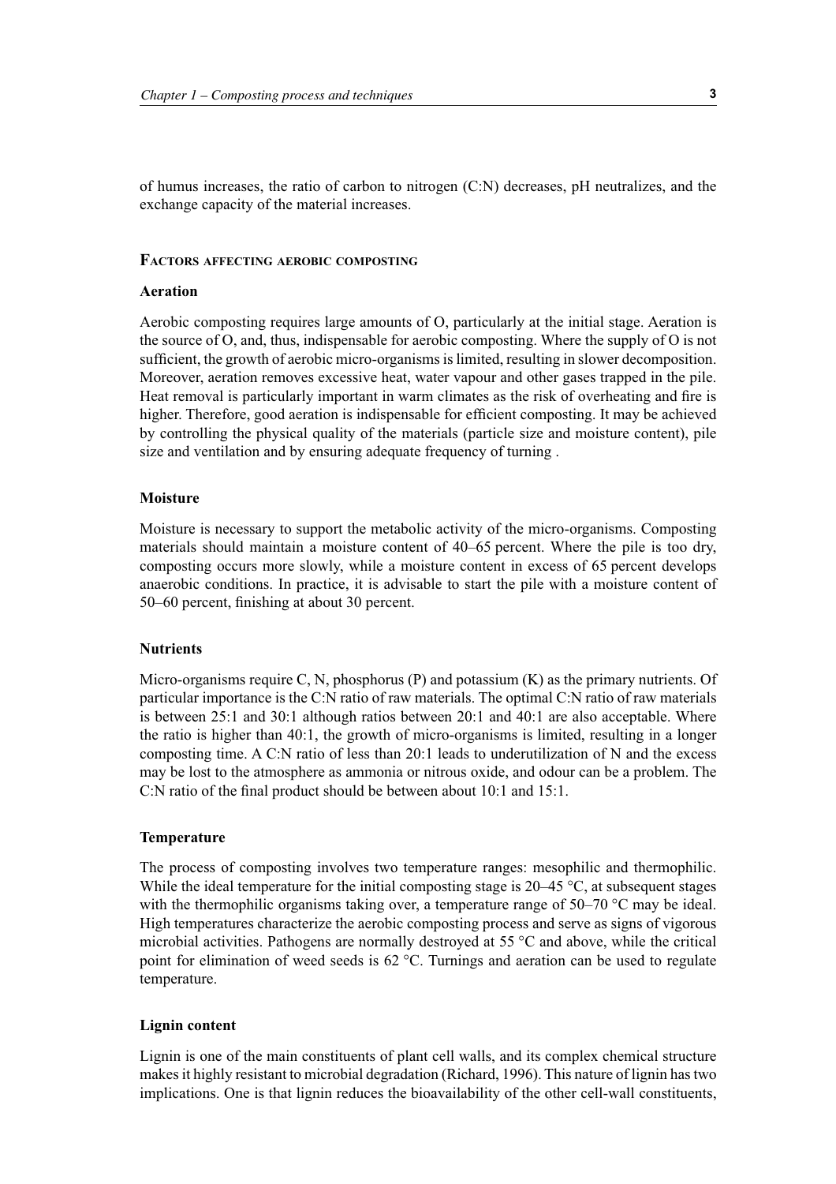of humus increases, the ratio of carbon to nitrogen (C:N) decreases, pH neutralizes, and the exchange capacity of the material increases.

## Factors affecting aerobic composting

### Aeration

Aerobic composting requires large amounts of O, particularly at the initial stage. Aeration is the source of O, and, thus, indispensable for aerobic composting. Where the supply of O is not sufficient, the growth of aerobic micro-organisms is limited, resulting in slower decomposition. Moreover, aeration removes excessive heat, water vapour and other gases trapped in the pile. Heat removal is particularly important in warm climates as the risk of overheating and fire is higher. Therefore, good aeration is indispensable for efficient composting. It may be achieved by controlling the physical quality of the materials (particle size and moisture content), pile size and ventilation and by ensuring adequate frequency of turning .

### Moisture

Moisture is necessary to support the metabolic activity of the micro-organisms. Composting materials should maintain a moisture content of 40–65 percent. Where the pile is too dry, composting occurs more slowly, while a moisture content in excess of 65 percent develops anaerobic conditions. In practice, it is advisable to start the pile with a moisture content of 50–60 percent, finishing at about 30 percent.

### Nutrients

Micro-organisms require C, N, phosphorus (P) and potassium (K) as the primary nutrients. Of particular importance is the C:N ratio of raw materials. The optimal C:N ratio of raw materials is between 25:1 and 30:1 although ratios between 20:1 and 40:1 are also acceptable. Where the ratio is higher than 40:1, the growth of micro-organisms is limited, resulting in a longer composting time. A C:N ratio of less than 20:1 leads to underutilization of N and the excess may be lost to the atmosphere as ammonia or nitrous oxide, and odour can be a problem. The C:N ratio of the final product should be between about 10:1 and 15:1.

### Temperature

The process of composting involves two temperature ranges: mesophilic and thermophilic. While the ideal temperature for the initial composting stage is 20–45 °C, at subsequent stages with the thermophilic organisms taking over, a temperature range of 50–70 °C may be ideal. High temperatures characterize the aerobic composting process and serve as signs of vigorous microbial activities. Pathogens are normally destroyed at 55 °C and above, while the critical point for elimination of weed seeds is 62 °C. Turnings and aeration can be used to regulate temperature.

### Lignin content

Lignin is one of the main constituents of plant cell walls, and its complex chemical structure makes it highly resistant to microbial degradation (Richard, 1996). This nature of lignin has two implications. One is that lignin reduces the bioavailability of the other cell-wall constituents,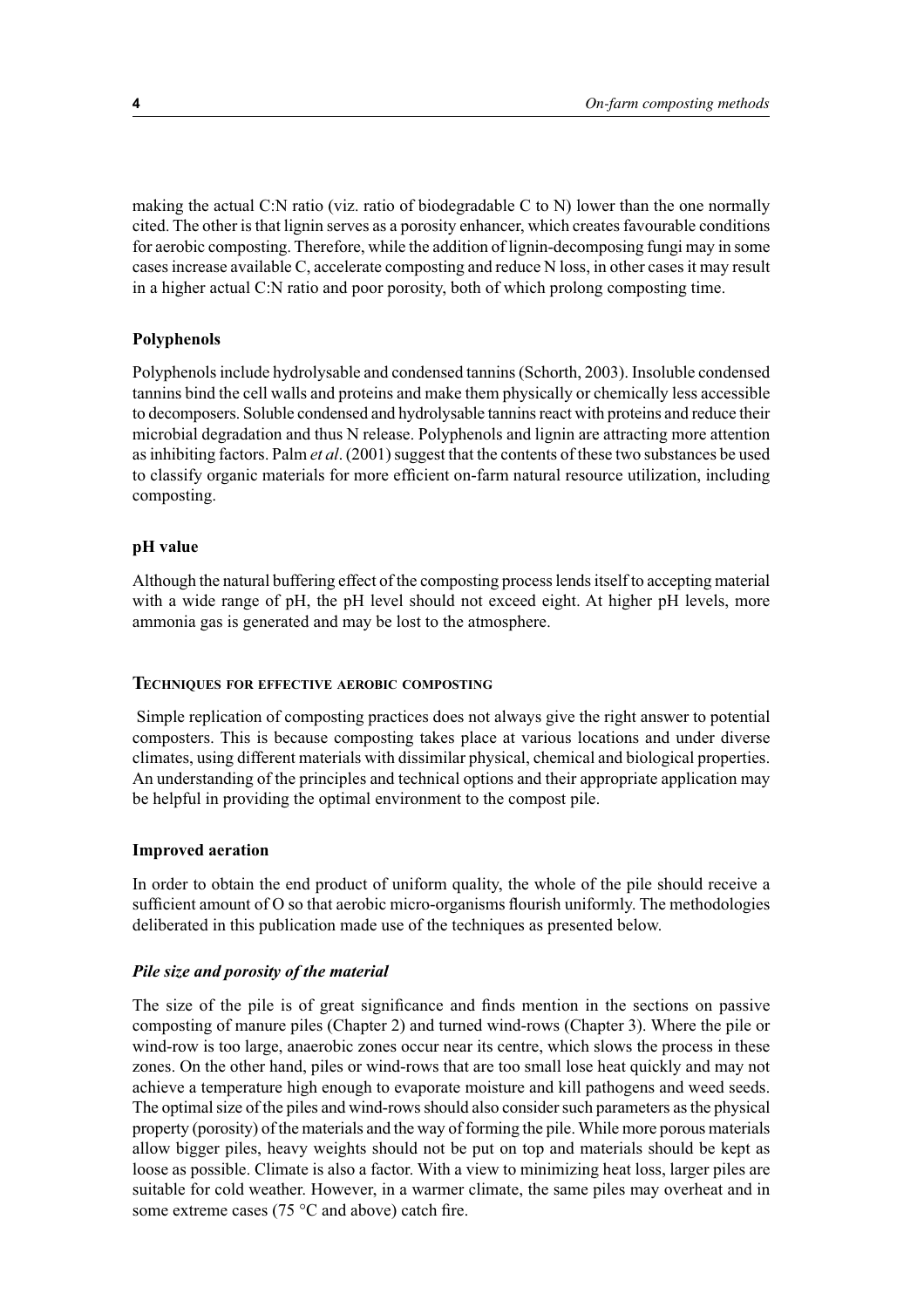making the actual C:N ratio (viz. ratio of biodegradable C to N) lower than the one normally cited. The other is that lignin serves as a porosity enhancer, which creates favourable conditions for aerobic composting. Therefore, while the addition of lignin-decomposing fungi may in some cases increase available C, accelerate composting and reduce N loss, in other cases it may result in a higher actual C:N ratio and poor porosity, both of which prolong composting time.

### Polyphenols

Polyphenols include hydrolysable and condensed tannins (Schorth, 2003). Insoluble condensed tannins bind the cell walls and proteins and make them physically or chemically less accessible to decomposers. Soluble condensed and hydrolysable tannins react with proteins and reduce their microbial degradation and thus N release. Polyphenols and lignin are attracting more attention as inhibiting factors. Palm *et al*. (2001) suggest that the contents of these two substances be used to classify organic materials for more efficient on-farm natural resource utilization, including composting.

### pH value

Although the natural buffering effect of the composting process lends itself to accepting material with a wide range of pH, the pH level should not exceed eight. At higher pH levels, more ammonia gas is generated and may be lost to the atmosphere.

## Techniques for effective aerobic composting

Simple replication of composting practices does not always give the right answer to potential composters. This is because composting takes place at various locations and under diverse climates, using different materials with dissimilar physical, chemical and biological properties. An understanding of the principles and technical options and their appropriate application may be helpful in providing the optimal environment to the compost pile.

### Improved aeration

In order to obtain the end product of uniform quality, the whole of the pile should receive a sufficient amount of O so that aerobic micro-organisms flourish uniformly. The methodologies deliberated in this publication made use of the techniques as presented below.

#### *Pile size and porosity of the material*

The size of the pile is of great significance and finds mention in the sections on passive composting of manure piles (Chapter 2) and turned wind-rows (Chapter 3). Where the pile or wind-row is too large, anaerobic zones occur near its centre, which slows the process in these zones. On the other hand, piles or wind-rows that are too small lose heat quickly and may not achieve a temperature high enough to evaporate moisture and kill pathogens and weed seeds. The optimal size of the piles and wind-rows should also consider such parameters as the physical property (porosity) of the materials and the way of forming the pile. While more porous materials allow bigger piles, heavy weights should not be put on top and materials should be kept as loose as possible. Climate is also a factor. With a view to minimizing heat loss, larger piles are suitable for cold weather. However, in a warmer climate, the same piles may overheat and in some extreme cases (75 °C and above) catch fire.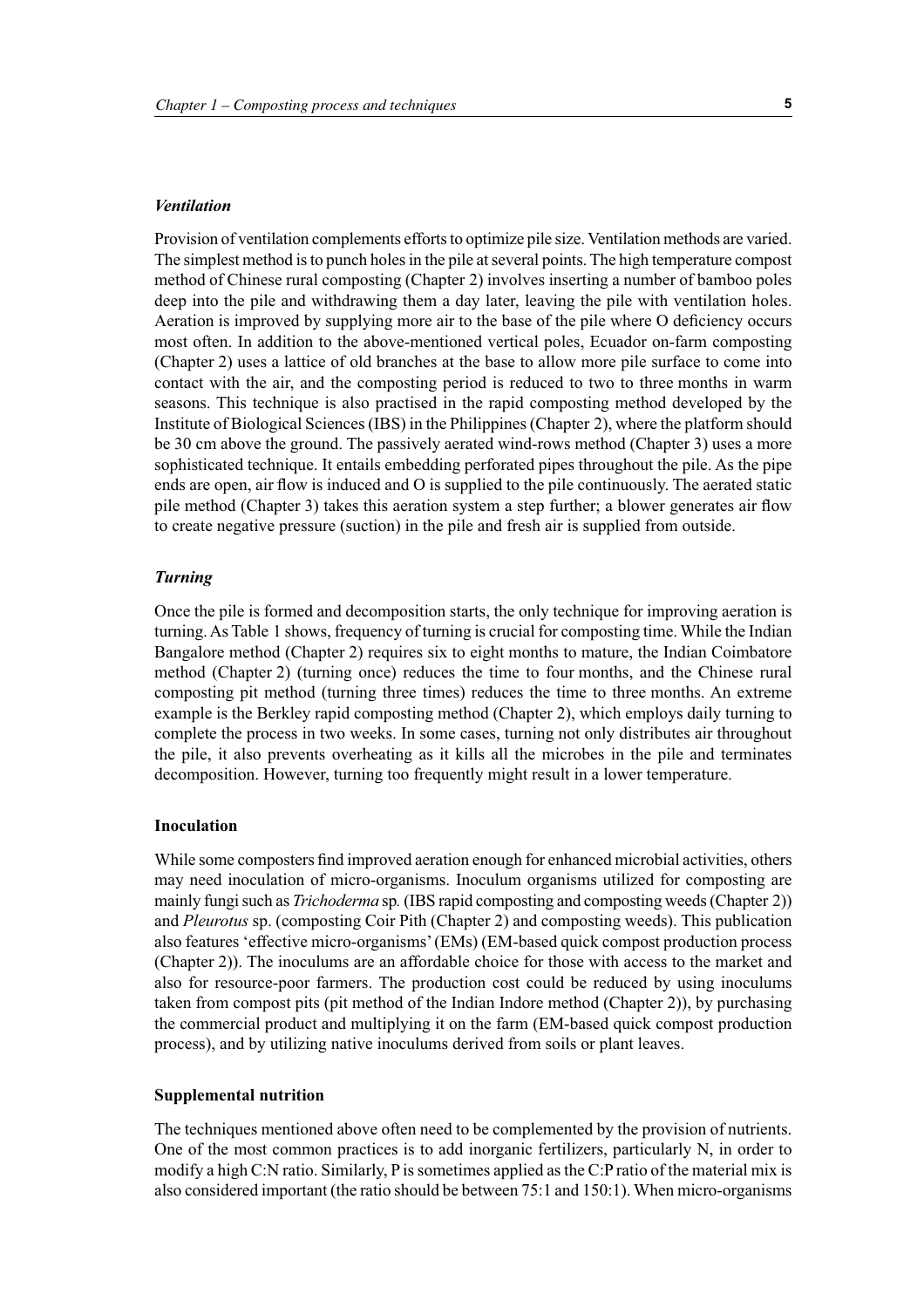### *Ventilation*

Provision of ventilation complements efforts to optimize pile size. Ventilation methods are varied. The simplest method is to punch holes in the pile at several points. The high temperature compost method of Chinese rural composting (Chapter 2) involves inserting a number of bamboo poles deep into the pile and withdrawing them a day later, leaving the pile with ventilation holes. Aeration is improved by supplying more air to the base of the pile where O deficiency occurs most often. In addition to the above-mentioned vertical poles, Ecuador on-farm composting (Chapter 2) uses a lattice of old branches at the base to allow more pile surface to come into contact with the air, and the composting period is reduced to two to three months in warm seasons. This technique is also practised in the rapid composting method developed by the Institute of Biological Sciences (IBS) in the Philippines (Chapter 2), where the platform should be 30 cm above the ground. The passively aerated wind-rows method (Chapter 3) uses a more sophisticated technique. It entails embedding perforated pipes throughout the pile. As the pipe ends are open, air flow is induced and O is supplied to the pile continuously. The aerated static pile method (Chapter 3) takes this aeration system a step further; a blower generates air flow to create negative pressure (suction) in the pile and fresh air is supplied from outside.

### *Turning*

Once the pile is formed and decomposition starts, the only technique for improving aeration is turning. As Table 1 shows, frequency of turning is crucial for composting time. While the Indian Bangalore method (Chapter 2) requires six to eight months to mature, the Indian Coimbatore method (Chapter 2) (turning once) reduces the time to four months, and the Chinese rural composting pit method (turning three times) reduces the time to three months. An extreme example is the Berkley rapid composting method (Chapter 2), which employs daily turning to complete the process in two weeks. In some cases, turning not only distributes air throughout the pile, it also prevents overheating as it kills all the microbes in the pile and terminates decomposition. However, turning too frequently might result in a lower temperature.

### Inoculation

While some composters find improved aeration enough for enhanced microbial activities, others may need inoculation of micro-organisms. Inoculum organisms utilized for composting are mainly fungi such as *Trichoderma* sp*.* (IBS rapid composting and composting weeds (Chapter 2)) and *Pleurotus* sp. (composting Coir Pith (Chapter 2) and composting weeds). This publication also features 'effective micro-organisms' (EMs) (EM-based quick compost production process (Chapter 2)). The inoculums are an affordable choice for those with access to the market and also for resource-poor farmers. The production cost could be reduced by using inoculums taken from compost pits (pit method of the Indian Indore method (Chapter 2)), by purchasing the commercial product and multiplying it on the farm (EM-based quick compost production process), and by utilizing native inoculums derived from soils or plant leaves.

### Supplemental nutrition

The techniques mentioned above often need to be complemented by the provision of nutrients. One of the most common practices is to add inorganic fertilizers, particularly N, in order to modify a high C:N ratio. Similarly, P is sometimes applied as the C:P ratio of the material mix is also considered important (the ratio should be between 75:1 and 150:1). When micro-organisms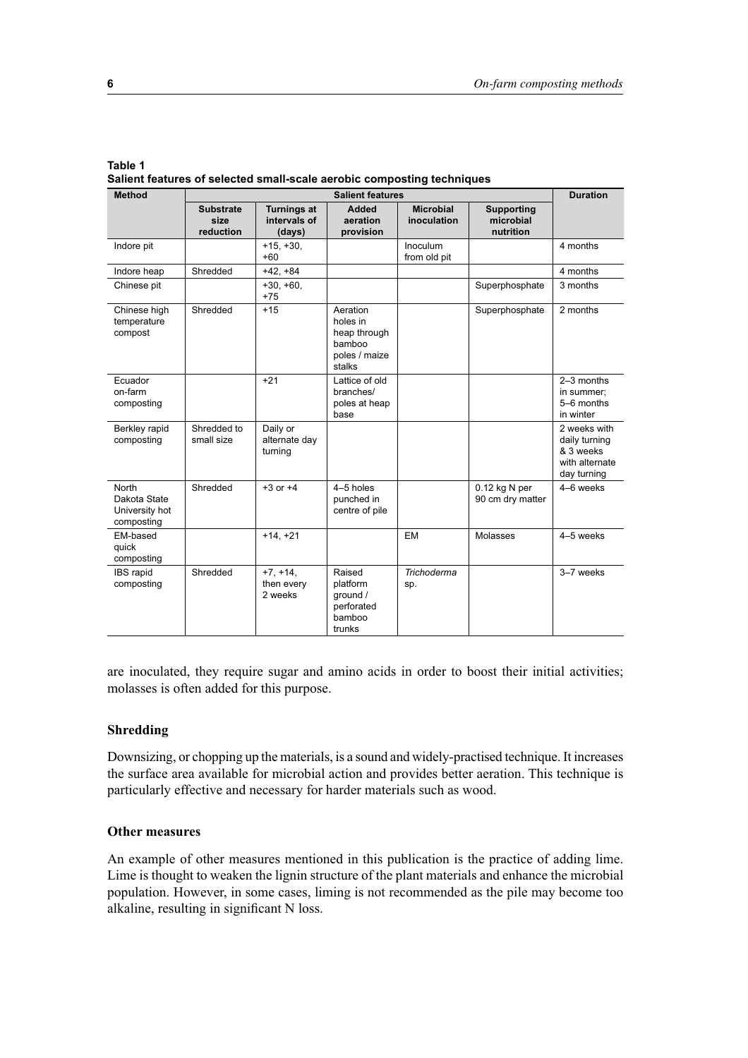**Table 1**
**Salient features of selected small-scale aerobic composting techniques**

| Method | Salient features | | | | | Duration |
|---|---|---|---|---|---|---|
| | Substrate size reduction | Turnings at intervals of (days) | Added aeration provision | Microbial inoculation | Supporting microbial nutrition | |
| Indore pit | | +15, +30, +60 | | Inoculum from old pit | | 4 months |
| Indore heap | Shredded | +42, +84 | | | | 4 months |
| Chinese pit | | +30, +60, +75 | | | Superphosphate | 3 months |
| Chinese high temperature compost | Shredded | +15 | Aeration holes in heap through bamboo poles / maize stalks | | Superphosphate | 2 months |
| Ecuador on-farm composting | | +21 | Lattice of old branches/ poles at heap base | | | 2–3 months in summer; 5–6 months in winter |
| Berkley rapid composting | Shredded to small size | Daily or alternate day turning | | | | 2 weeks with daily turning & 3 weeks with alternate day turning |
| North Dakota State University hot composting | Shredded | +3 or +4 | 4–5 holes punched in centre of pile | | 0.12 kg N per 90 cm dry matter | 4–6 weeks |
| EM-based quick composting | | +14, +21 | | EM | Molasses | 4–5 weeks |
| IBS rapid composting | Shredded | +7, +14, then every 2 weeks | Raised platform ground / perforated bamboo trunks | *Trichoderma* sp. | | 3–7 weeks |

are inoculated, they require sugar and amino acids in order to boost their initial activities; molasses is often added for this purpose.

### Shredding

Downsizing, or chopping up the materials, is a sound and widely-practised technique. It increases the surface area available for microbial action and provides better aeration. This technique is particularly effective and necessary for harder materials such as wood.

### Other measures

An example of other measures mentioned in this publication is the practice of adding lime. Lime is thought to weaken the lignin structure of the plant materials and enhance the microbial population. However, in some cases, liming is not recommended as the pile may become too alkaline, resulting in significant N loss.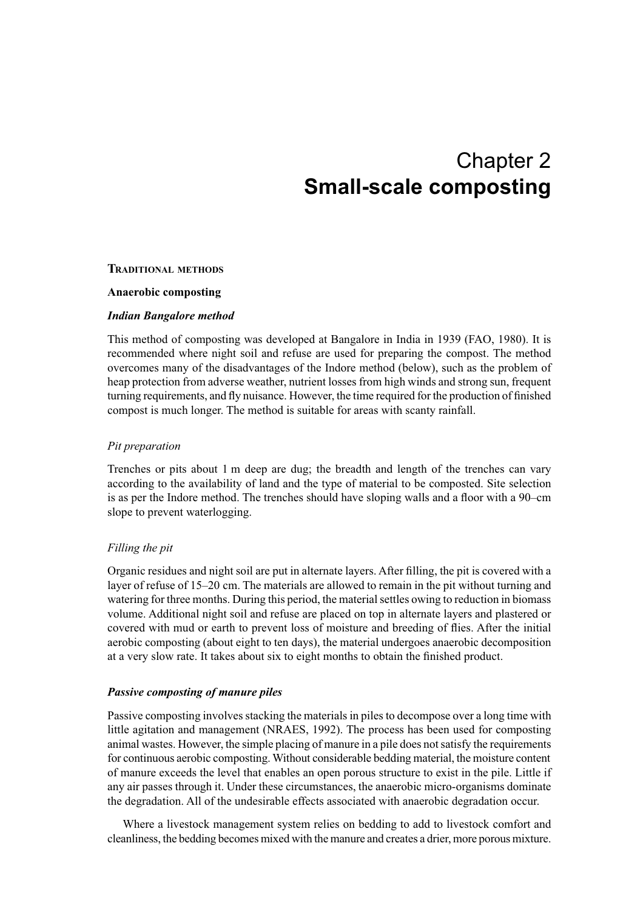# Chapter 2
# Small-scale composting

## Traditional methods

### Anaerobic composting

#### *Indian Bangalore method*

This method of composting was developed at Bangalore in India in 1939 (FAO, 1980). It is recommended where night soil and refuse are used for preparing the compost. The method overcomes many of the disadvantages of the Indore method (below), such as the problem of heap protection from adverse weather, nutrient losses from high winds and strong sun, frequent turning requirements, and fly nuisance. However, the time required for the production of finished compost is much longer. The method is suitable for areas with scanty rainfall.

*Pit preparation*

Trenches or pits about 1 m deep are dug; the breadth and length of the trenches can vary according to the availability of land and the type of material to be composted. Site selection is as per the Indore method. The trenches should have sloping walls and a floor with a 90–cm slope to prevent waterlogging.

*Filling the pit*

Organic residues and night soil are put in alternate layers. After filling, the pit is covered with a layer of refuse of 15–20 cm. The materials are allowed to remain in the pit without turning and watering for three months. During this period, the material settles owing to reduction in biomass volume. Additional night soil and refuse are placed on top in alternate layers and plastered or covered with mud or earth to prevent loss of moisture and breeding of flies. After the initial aerobic composting (about eight to ten days), the material undergoes anaerobic decomposition at a very slow rate. It takes about six to eight months to obtain the finished product.

#### *Passive composting of manure piles*

Passive composting involves stacking the materials in piles to decompose over a long time with little agitation and management (NRAES, 1992). The process has been used for composting animal wastes. However, the simple placing of manure in a pile does not satisfy the requirements for continuous aerobic composting. Without considerable bedding material, the moisture content of manure exceeds the level that enables an open porous structure to exist in the pile. Little if any air passes through it. Under these circumstances, the anaerobic micro-organisms dominate the degradation. All of the undesirable effects associated with anaerobic degradation occur.

Where a livestock management system relies on bedding to add to livestock comfort and cleanliness, the bedding becomes mixed with the manure and creates a drier, more porous mixture.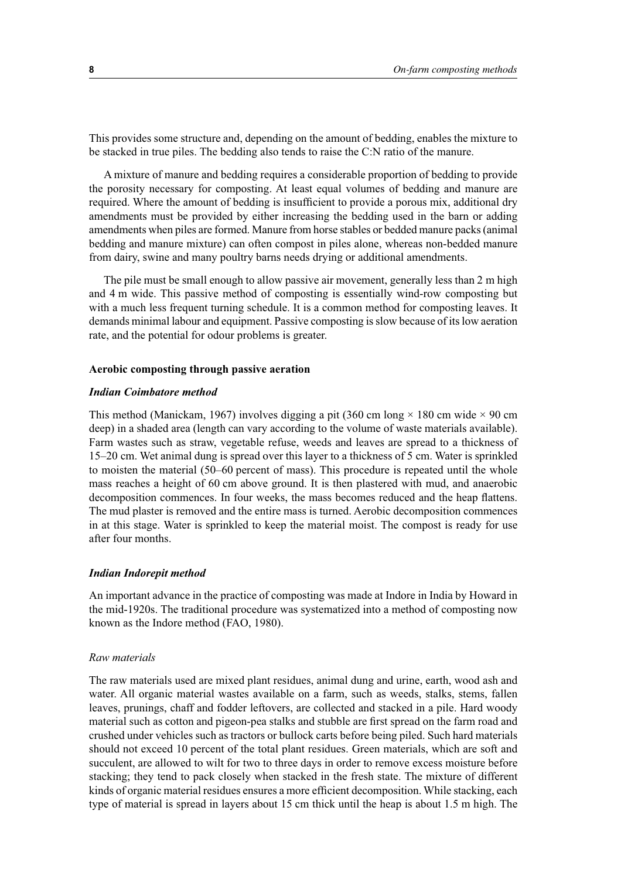This provides some structure and, depending on the amount of bedding, enables the mixture to be stacked in true piles. The bedding also tends to raise the C:N ratio of the manure.

A mixture of manure and bedding requires a considerable proportion of bedding to provide the porosity necessary for composting. At least equal volumes of bedding and manure are required. Where the amount of bedding is insufficient to provide a porous mix, additional dry amendments must be provided by either increasing the bedding used in the barn or adding amendments when piles are formed. Manure from horse stables or bedded manure packs (animal bedding and manure mixture) can often compost in piles alone, whereas non-bedded manure from dairy, swine and many poultry barns needs drying or additional amendments.

The pile must be small enough to allow passive air movement, generally less than 2 m high and 4 m wide. This passive method of composting is essentially wind-row composting but with a much less frequent turning schedule. It is a common method for composting leaves. It demands minimal labour and equipment. Passive composting is slow because of its low aeration rate, and the potential for odour problems is greater.

### Aerobic composting through passive aeration

#### *Indian Coimbatore method*

This method (Manickam, 1967) involves digging a pit (360 cm long × 180 cm wide × 90 cm deep) in a shaded area (length can vary according to the volume of waste materials available). Farm wastes such as straw, vegetable refuse, weeds and leaves are spread to a thickness of 15–20 cm. Wet animal dung is spread over this layer to a thickness of 5 cm. Water is sprinkled to moisten the material (50–60 percent of mass). This procedure is repeated until the whole mass reaches a height of 60 cm above ground. It is then plastered with mud, and anaerobic decomposition commences. In four weeks, the mass becomes reduced and the heap flattens. The mud plaster is removed and the entire mass is turned. Aerobic decomposition commences in at this stage. Water is sprinkled to keep the material moist. The compost is ready for use after four months.

#### *Indian Indorepit method*

An important advance in the practice of composting was made at Indore in India by Howard in the mid-1920s. The traditional procedure was systematized into a method of composting now known as the Indore method (FAO, 1980).

##### *Raw materials*

The raw materials used are mixed plant residues, animal dung and urine, earth, wood ash and water. All organic material wastes available on a farm, such as weeds, stalks, stems, fallen leaves, prunings, chaff and fodder leftovers, are collected and stacked in a pile. Hard woody material such as cotton and pigeon-pea stalks and stubble are first spread on the farm road and crushed under vehicles such as tractors or bullock carts before being piled. Such hard materials should not exceed 10 percent of the total plant residues. Green materials, which are soft and succulent, are allowed to wilt for two to three days in order to remove excess moisture before stacking; they tend to pack closely when stacked in the fresh state. The mixture of different kinds of organic material residues ensures a more efficient decomposition. While stacking, each type of material is spread in layers about 15 cm thick until the heap is about 1.5 m high. The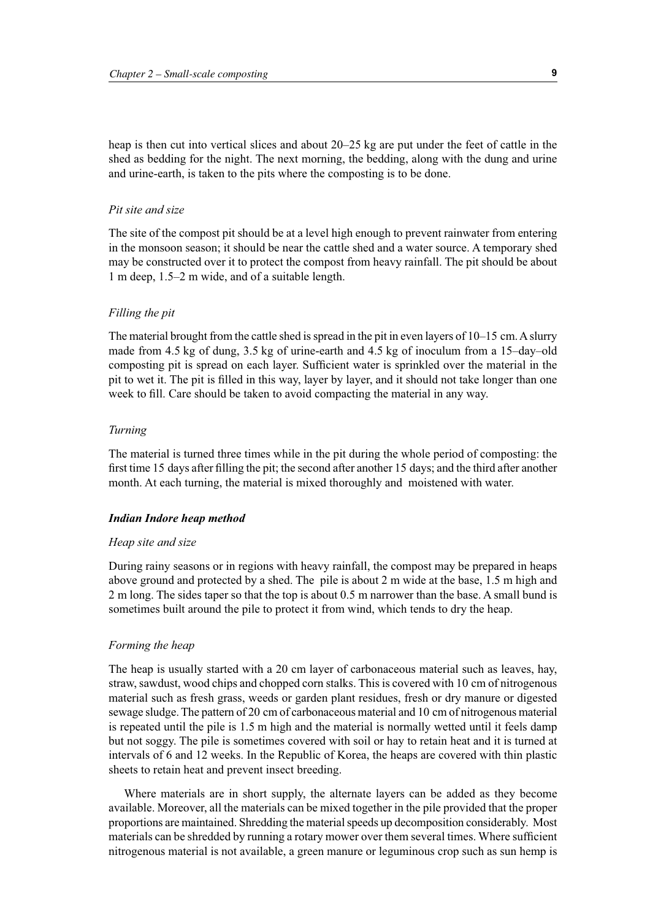heap is then cut into vertical slices and about 20–25 kg are put under the feet of cattle in the shed as bedding for the night. The next morning, the bedding, along with the dung and urine and urine-earth, is taken to the pits where the composting is to be done.

*Pit site and size*

The site of the compost pit should be at a level high enough to prevent rainwater from entering in the monsoon season; it should be near the cattle shed and a water source. A temporary shed may be constructed over it to protect the compost from heavy rainfall. The pit should be about 1 m deep, 1.5–2 m wide, and of a suitable length.

*Filling the pit*

The material brought from the cattle shed is spread in the pit in even layers of 10–15 cm. A slurry made from 4.5 kg of dung, 3.5 kg of urine-earth and 4.5 kg of inoculum from a 15–day–old composting pit is spread on each layer. Sufficient water is sprinkled over the material in the pit to wet it. The pit is filled in this way, layer by layer, and it should not take longer than one week to fill. Care should be taken to avoid compacting the material in any way.

*Turning*

The material is turned three times while in the pit during the whole period of composting: the first time 15 days after filling the pit; the second after another 15 days; and the third after another month. At each turning, the material is mixed thoroughly and moistened with water.

***Indian Indore heap method***

*Heap site and size*

During rainy seasons or in regions with heavy rainfall, the compost may be prepared in heaps above ground and protected by a shed. The pile is about 2 m wide at the base, 1.5 m high and 2 m long. The sides taper so that the top is about 0.5 m narrower than the base. A small bund is sometimes built around the pile to protect it from wind, which tends to dry the heap.

*Forming the heap*

The heap is usually started with a 20 cm layer of carbonaceous material such as leaves, hay, straw, sawdust, wood chips and chopped corn stalks. This is covered with 10 cm of nitrogenous material such as fresh grass, weeds or garden plant residues, fresh or dry manure or digested sewage sludge. The pattern of 20 cm of carbonaceous material and 10 cm of nitrogenous material is repeated until the pile is 1.5 m high and the material is normally wetted until it feels damp but not soggy. The pile is sometimes covered with soil or hay to retain heat and it is turned at intervals of 6 and 12 weeks. In the Republic of Korea, the heaps are covered with thin plastic sheets to retain heat and prevent insect breeding.

Where materials are in short supply, the alternate layers can be added as they become available. Moreover, all the materials can be mixed together in the pile provided that the proper proportions are maintained. Shredding the material speeds up decomposition considerably. Most materials can be shredded by running a rotary mower over them several times. Where sufficient nitrogenous material is not available, a green manure or leguminous crop such as sun hemp is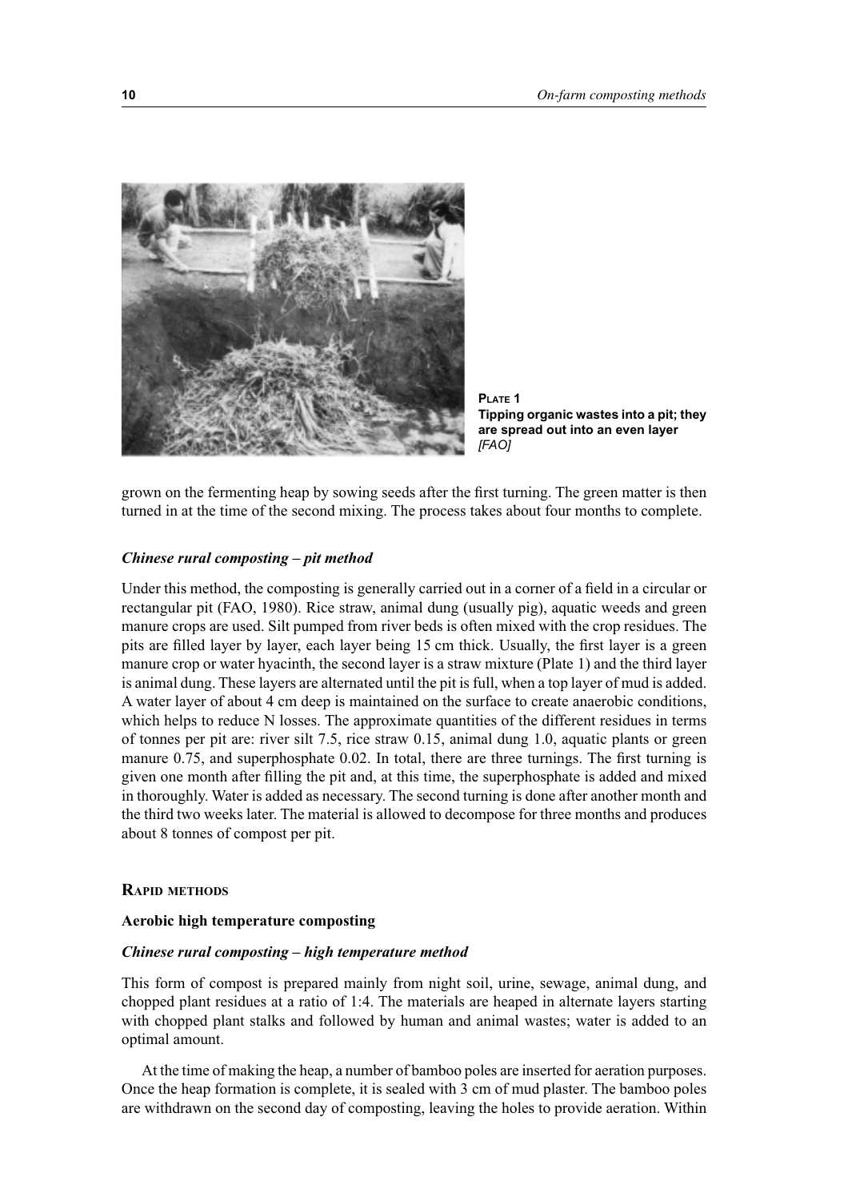**Plate 1**
**Tipping organic wastes into a pit; they are spread out into an even layer**
*[FAO]*

grown on the fermenting heap by sowing seeds after the first turning. The green matter is then turned in at the time of the second mixing. The process takes about four months to complete.

#### *Chinese rural composting – pit method*

Under this method, the composting is generally carried out in a corner of a field in a circular or rectangular pit (FAO, 1980). Rice straw, animal dung (usually pig), aquatic weeds and green manure crops are used. Silt pumped from river beds is often mixed with the crop residues. The pits are filled layer by layer, each layer being 15 cm thick. Usually, the first layer is a green manure crop or water hyacinth, the second layer is a straw mixture (Plate 1) and the third layer is animal dung. These layers are alternated until the pit is full, when a top layer of mud is added. A water layer of about 4 cm deep is maintained on the surface to create anaerobic conditions, which helps to reduce N losses. The approximate quantities of the different residues in terms of tonnes per pit are: river silt 7.5, rice straw 0.15, animal dung 1.0, aquatic plants or green manure 0.75, and superphosphate 0.02. In total, there are three turnings. The first turning is given one month after filling the pit and, at this time, the superphosphate is added and mixed in thoroughly. Water is added as necessary. The second turning is done after another month and the third two weeks later. The material is allowed to decompose for three months and produces about 8 tonnes of compost per pit.

## Rapid methods

### Aerobic high temperature composting

#### *Chinese rural composting – high temperature method*

This form of compost is prepared mainly from night soil, urine, sewage, animal dung, and chopped plant residues at a ratio of 1:4. The materials are heaped in alternate layers starting with chopped plant stalks and followed by human and animal wastes; water is added to an optimal amount.

At the time of making the heap, a number of bamboo poles are inserted for aeration purposes. Once the heap formation is complete, it is sealed with 3 cm of mud plaster. The bamboo poles are withdrawn on the second day of composting, leaving the holes to provide aeration. Within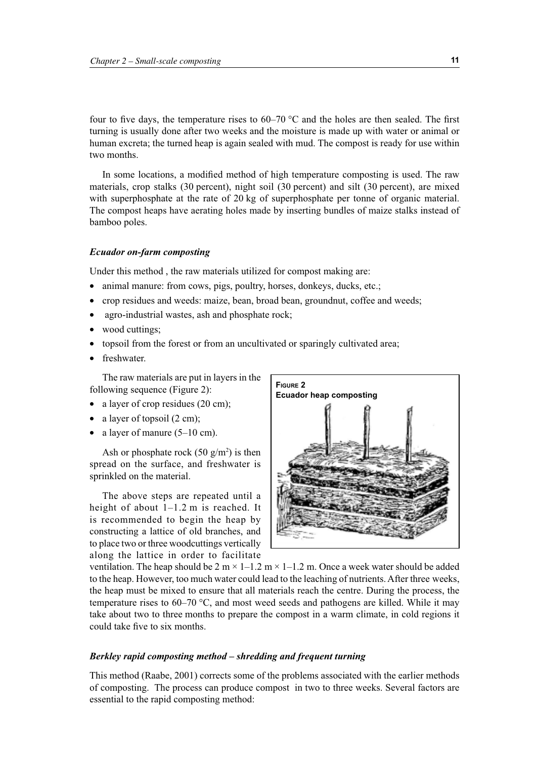four to five days, the temperature rises to 60–70 °C and the holes are then sealed. The first turning is usually done after two weeks and the moisture is made up with water or animal or human excreta; the turned heap is again sealed with mud. The compost is ready for use within two months.

In some locations, a modified method of high temperature composting is used. The raw materials, crop stalks (30 percent), night soil (30 percent) and silt (30 percent), are mixed with superphosphate at the rate of 20 kg of superphosphate per tonne of organic material. The compost heaps have aerating holes made by inserting bundles of maize stalks instead of bamboo poles.

### *Ecuador on-farm composting*

Under this method , the raw materials utilized for compost making are:

- animal manure: from cows, pigs, poultry, horses, donkeys, ducks, etc.;
- crop residues and weeds: maize, bean, broad bean, groundnut, coffee and weeds;
- agro-industrial wastes, ash and phosphate rock;
- wood cuttings;
- topsoil from the forest or from an uncultivated or sparingly cultivated area;
- freshwater.

The raw materials are put in layers in the following sequence (Figure 2):

- a layer of crop residues (20 cm);
- a layer of topsoil (2 cm);
- a layer of manure (5–10 cm).

Ash or phosphate rock (50 g/m$^2$) is then spread on the surface, and freshwater is sprinkled on the material.

The above steps are repeated until a height of about 1–1.2 m is reached. It is recommended to begin the heap by constructing a lattice of old branches, and to place two or three woodcuttings vertically along the lattice in order to facilitate ventilation. The heap should be 2 m × 1–1.2 m × 1–1.2 m. Once a week water should be added to the heap. However, too much water could lead to the leaching of nutrients. After three weeks, the heap must be mixed to ensure that all materials reach the centre. During the process, the temperature rises to 60–70 °C, and most weed seeds and pathogens are killed. While it may take about two to three months to prepare the compost in a warm climate, in cold regions it could take five to six months.

**Figure 2**
**Ecuador heap composting**

### *Berkley rapid composting method – shredding and frequent turning*

This method (Raabe, 2001) corrects some of the problems associated with the earlier methods of composting. The process can produce compost in two to three weeks. Several factors are essential to the rapid composting method: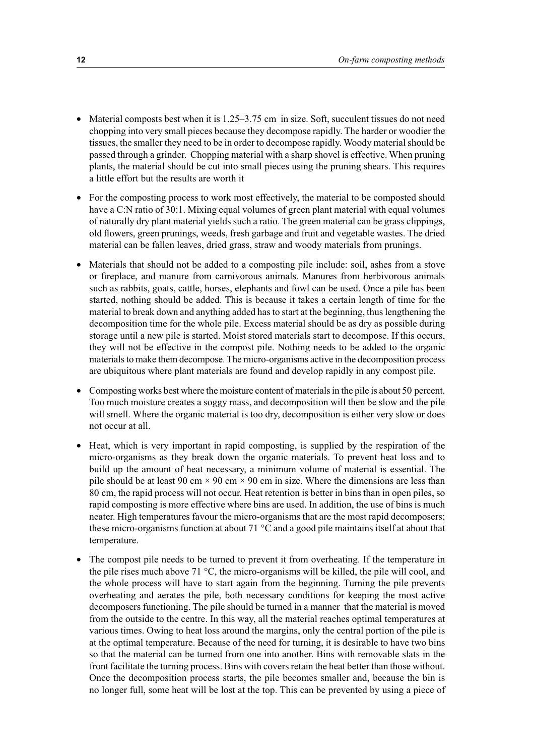- Material composts best when it is 1.25–3.75 cm in size. Soft, succulent tissues do not need chopping into very small pieces because they decompose rapidly. The harder or woodier the tissues, the smaller they need to be in order to decompose rapidly. Woody material should be passed through a grinder. Chopping material with a sharp shovel is effective. When pruning plants, the material should be cut into small pieces using the pruning shears. This requires a little effort but the results are worth it

- For the composting process to work most effectively, the material to be composted should have a C:N ratio of 30:1. Mixing equal volumes of green plant material with equal volumes of naturally dry plant material yields such a ratio. The green material can be grass clippings, old flowers, green prunings, weeds, fresh garbage and fruit and vegetable wastes. The dried material can be fallen leaves, dried grass, straw and woody materials from prunings.

- Materials that should not be added to a composting pile include: soil, ashes from a stove or fireplace, and manure from carnivorous animals. Manures from herbivorous animals such as rabbits, goats, cattle, horses, elephants and fowl can be used. Once a pile has been started, nothing should be added. This is because it takes a certain length of time for the material to break down and anything added has to start at the beginning, thus lengthening the decomposition time for the whole pile. Excess material should be as dry as possible during storage until a new pile is started. Moist stored materials start to decompose. If this occurs, they will not be effective in the compost pile. Nothing needs to be added to the organic materials to make them decompose. The micro-organisms active in the decomposition process are ubiquitous where plant materials are found and develop rapidly in any compost pile.

- Composting works best where the moisture content of materials in the pile is about 50 percent. Too much moisture creates a soggy mass, and decomposition will then be slow and the pile will smell. Where the organic material is too dry, decomposition is either very slow or does not occur at all.

- Heat, which is very important in rapid composting, is supplied by the respiration of the micro-organisms as they break down the organic materials. To prevent heat loss and to build up the amount of heat necessary, a minimum volume of material is essential. The pile should be at least 90 cm × 90 cm × 90 cm in size. Where the dimensions are less than 80 cm, the rapid process will not occur. Heat retention is better in bins than in open piles, so rapid composting is more effective where bins are used. In addition, the use of bins is much neater. High temperatures favour the micro-organisms that are the most rapid decomposers; these micro-organisms function at about 71 °C and a good pile maintains itself at about that temperature.

- The compost pile needs to be turned to prevent it from overheating. If the temperature in the pile rises much above 71 °C, the micro-organisms will be killed, the pile will cool, and the whole process will have to start again from the beginning. Turning the pile prevents overheating and aerates the pile, both necessary conditions for keeping the most active decomposers functioning. The pile should be turned in a manner that the material is moved from the outside to the centre. In this way, all the material reaches optimal temperatures at various times. Owing to heat loss around the margins, only the central portion of the pile is at the optimal temperature. Because of the need for turning, it is desirable to have two bins so that the material can be turned from one into another. Bins with removable slats in the front facilitate the turning process. Bins with covers retain the heat better than those without. Once the decomposition process starts, the pile becomes smaller and, because the bin is no longer full, some heat will be lost at the top. This can be prevented by using a piece of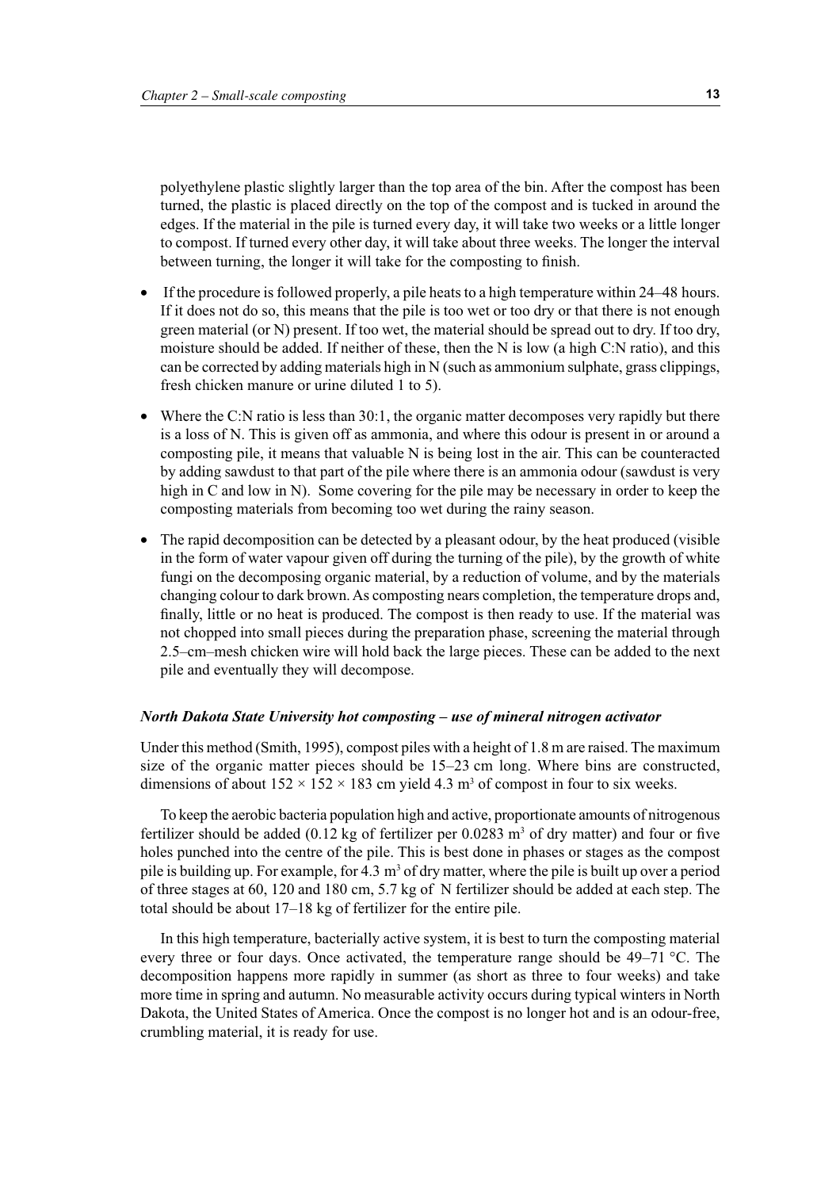polyethylene plastic slightly larger than the top area of the bin. After the compost has been turned, the plastic is placed directly on the top of the compost and is tucked in around the edges. If the material in the pile is turned every day, it will take two weeks or a little longer to compost. If turned every other day, it will take about three weeks. The longer the interval between turning, the longer it will take for the composting to finish.

- If the procedure is followed properly, a pile heats to a high temperature within 24–48 hours. If it does not do so, this means that the pile is too wet or too dry or that there is not enough green material (or N) present. If too wet, the material should be spread out to dry. If too dry, moisture should be added. If neither of these, then the N is low (a high C:N ratio), and this can be corrected by adding materials high in N (such as ammonium sulphate, grass clippings, fresh chicken manure or urine diluted 1 to 5).
- Where the C:N ratio is less than 30:1, the organic matter decomposes very rapidly but there is a loss of N. This is given off as ammonia, and where this odour is present in or around a composting pile, it means that valuable N is being lost in the air. This can be counteracted by adding sawdust to that part of the pile where there is an ammonia odour (sawdust is very high in C and low in N). Some covering for the pile may be necessary in order to keep the composting materials from becoming too wet during the rainy season.
- The rapid decomposition can be detected by a pleasant odour, by the heat produced (visible in the form of water vapour given off during the turning of the pile), by the growth of white fungi on the decomposing organic material, by a reduction of volume, and by the materials changing colour to dark brown. As composting nears completion, the temperature drops and, finally, little or no heat is produced. The compost is then ready to use. If the material was not chopped into small pieces during the preparation phase, screening the material through 2.5–cm–mesh chicken wire will hold back the large pieces. These can be added to the next pile and eventually they will decompose.

***North Dakota State University hot composting – use of mineral nitrogen activator***

Under this method (Smith, 1995), compost piles with a height of 1.8 m are raised. The maximum size of the organic matter pieces should be 15–23 cm long. Where bins are constructed, dimensions of about $152 \times 152 \times 183$ cm yield 4.3 $m^3$ of compost in four to six weeks.

To keep the aerobic bacteria population high and active, proportionate amounts of nitrogenous fertilizer should be added (0.12 kg of fertilizer per 0.0283 $m^3$ of dry matter) and four or five holes punched into the centre of the pile. This is best done in phases or stages as the compost pile is building up. For example, for 4.3 $m^3$ of dry matter, where the pile is built up over a period of three stages at 60, 120 and 180 cm, 5.7 kg of N fertilizer should be added at each step. The total should be about 17–18 kg of fertilizer for the entire pile.

In this high temperature, bacterially active system, it is best to turn the composting material every three or four days. Once activated, the temperature range should be 49–71 °C. The decomposition happens more rapidly in summer (as short as three to four weeks) and take more time in spring and autumn. No measurable activity occurs during typical winters in North Dakota, the United States of America. Once the compost is no longer hot and is an odour-free, crumbling material, it is ready for use.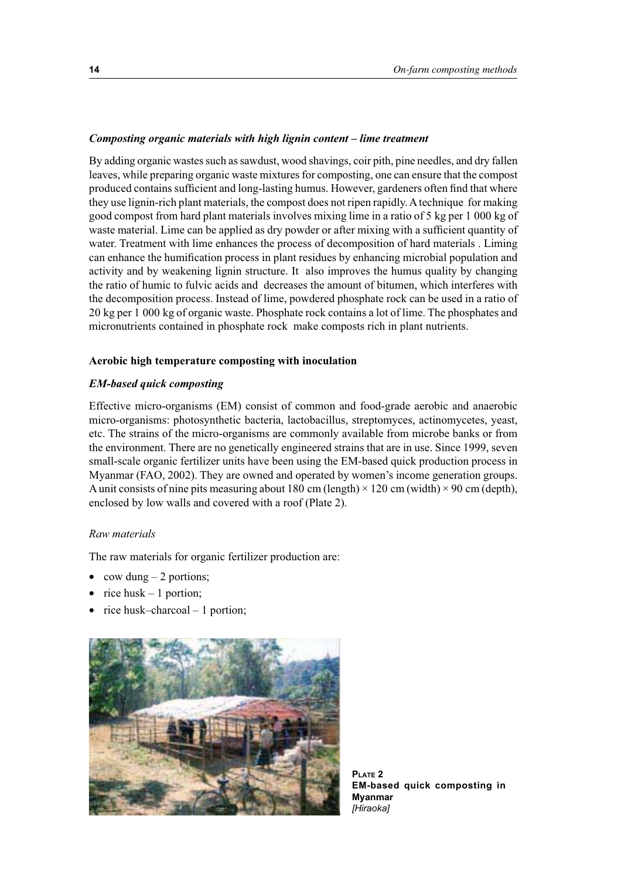### *Composting organic materials with high lignin content – lime treatment*

By adding organic wastes such as sawdust, wood shavings, coir pith, pine needles, and dry fallen leaves, while preparing organic waste mixtures for composting, one can ensure that the compost produced contains sufficient and long-lasting humus. However, gardeners often find that where they use lignin-rich plant materials, the compost does not ripen rapidly. A technique for making good compost from hard plant materials involves mixing lime in a ratio of 5 kg per 1 000 kg of waste material. Lime can be applied as dry powder or after mixing with a sufficient quantity of water. Treatment with lime enhances the process of decomposition of hard materials . Liming can enhance the humification process in plant residues by enhancing microbial population and activity and by weakening lignin structure. It also improves the humus quality by changing the ratio of humic to fulvic acids and decreases the amount of bitumen, which interferes with the decomposition process. Instead of lime, powdered phosphate rock can be used in a ratio of 20 kg per 1 000 kg of organic waste. Phosphate rock contains a lot of lime. The phosphates and micronutrients contained in phosphate rock make composts rich in plant nutrients.

## Aerobic high temperature composting with inoculation

### *EM-based quick composting*

Effective micro-organisms (EM) consist of common and food-grade aerobic and anaerobic micro-organisms: photosynthetic bacteria, lactobacillus, streptomyces, actinomycetes, yeast, etc. The strains of the micro-organisms are commonly available from microbe banks or from the environment. There are no genetically engineered strains that are in use. Since 1999, seven small-scale organic fertilizer units have been using the EM-based quick production process in Myanmar (FAO, 2002). They are owned and operated by women's income generation groups. A unit consists of nine pits measuring about 180 cm (length) × 120 cm (width) × 90 cm (depth), enclosed by low walls and covered with a roof (Plate 2).

#### *Raw materials*

The raw materials for organic fertilizer production are:

- cow dung – 2 portions;
- rice husk – 1 portion;
- rice husk–charcoal – 1 portion;

**PLATE 2**
**EM-based quick composting in Myanmar**
*[Hiraoka]*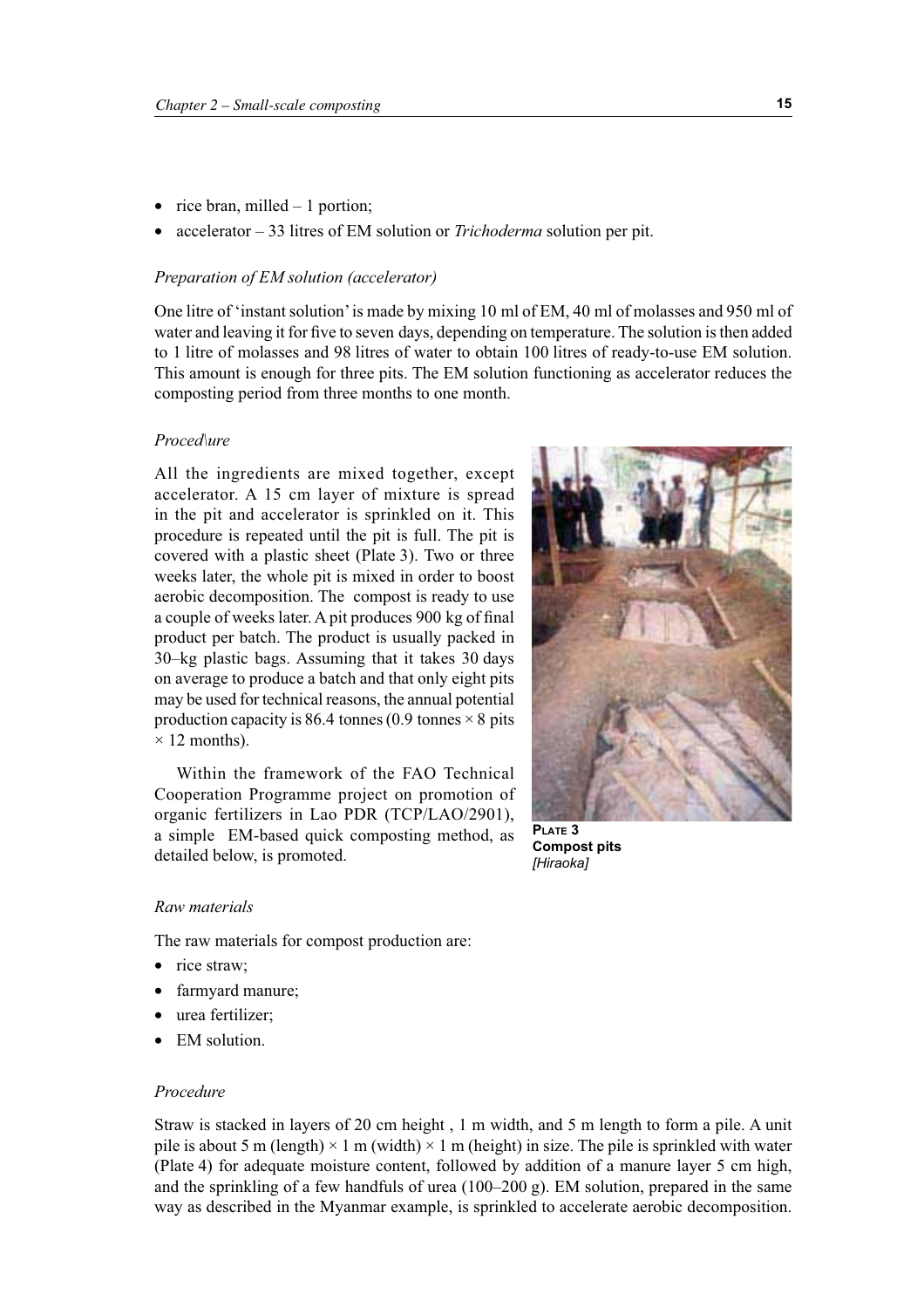- rice bran, milled – 1 portion;
- accelerator – 33 litres of EM solution or *Trichoderma* solution per pit.

*Preparation of EM solution (accelerator)*

One litre of 'instant solution' is made by mixing 10 ml of EM, 40 ml of molasses and 950 ml of water and leaving it for five to seven days, depending on temperature. The solution is then added to 1 litre of molasses and 98 litres of water to obtain 100 litres of ready-to-use EM solution. This amount is enough for three pits. The EM solution functioning as accelerator reduces the composting period from three months to one month.

*Proced\ure*

All the ingredients are mixed together, except accelerator. A 15 cm layer of mixture is spread in the pit and accelerator is sprinkled on it. This procedure is repeated until the pit is full. The pit is covered with a plastic sheet (Plate 3). Two or three weeks later, the whole pit is mixed in order to boost aerobic decomposition. The compost is ready to use a couple of weeks later. A pit produces 900 kg of final product per batch. The product is usually packed in 30–kg plastic bags. Assuming that it takes 30 days on average to produce a batch and that only eight pits may be used for technical reasons, the annual potential production capacity is 86.4 tonnes (0.9 tonnes × 8 pits × 12 months).

**PLATE 3**
**Compost pits**
*[Hiraoka]*

Within the framework of the FAO Technical Cooperation Programme project on promotion of organic fertilizers in Lao PDR (TCP/LAO/2901), a simple EM-based quick composting method, as detailed below, is promoted.

*Raw materials*

The raw materials for compost production are:

- rice straw;
- farmyard manure;
- urea fertilizer;
- EM solution.

*Procedure*

Straw is stacked in layers of 20 cm height , 1 m width, and 5 m length to form a pile. A unit pile is about 5 m (length) × 1 m (width) × 1 m (height) in size. The pile is sprinkled with water (Plate 4) for adequate moisture content, followed by addition of a manure layer 5 cm high, and the sprinkling of a few handfuls of urea (100–200 g). EM solution, prepared in the same way as described in the Myanmar example, is sprinkled to accelerate aerobic decomposition.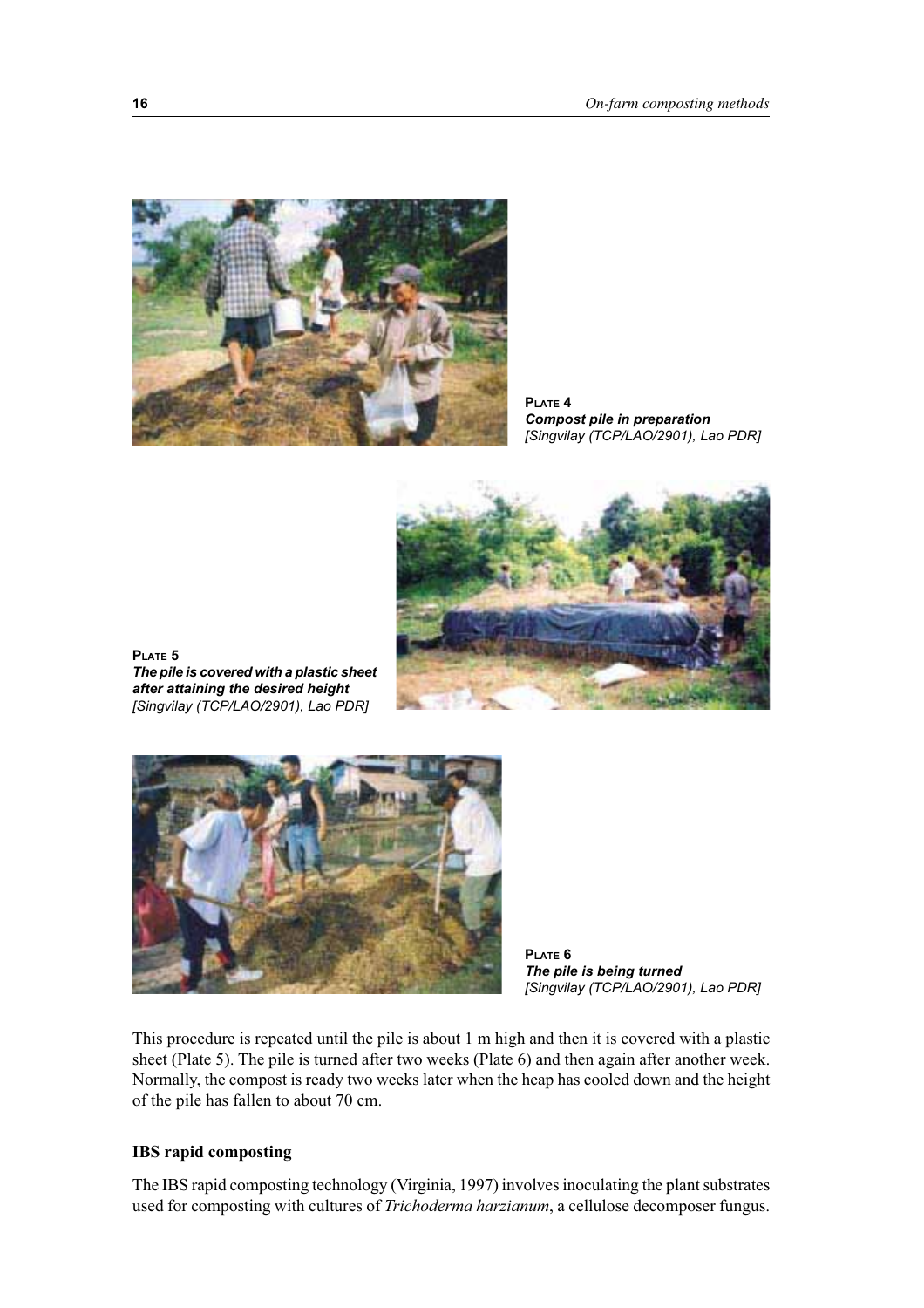**Plate 4**
***Compost pile in preparation***
*[Singvilay (TCP/LAO/2901), Lao PDR]*

**Plate 5**
***The pile is covered with a plastic sheet after attaining the desired height***
*[Singvilay (TCP/LAO/2901), Lao PDR]*

**Plate 6**
***The pile is being turned***
*[Singvilay (TCP/LAO/2901), Lao PDR]*

This procedure is repeated until the pile is about 1 m high and then it is covered with a plastic sheet (Plate 5). The pile is turned after two weeks (Plate 6) and then again after another week. Normally, the compost is ready two weeks later when the heap has cooled down and the height of the pile has fallen to about 70 cm.

### IBS rapid composting

The IBS rapid composting technology (Virginia, 1997) involves inoculating the plant substrates used for composting with cultures of *Trichoderma harzianum*, a cellulose decomposer fungus.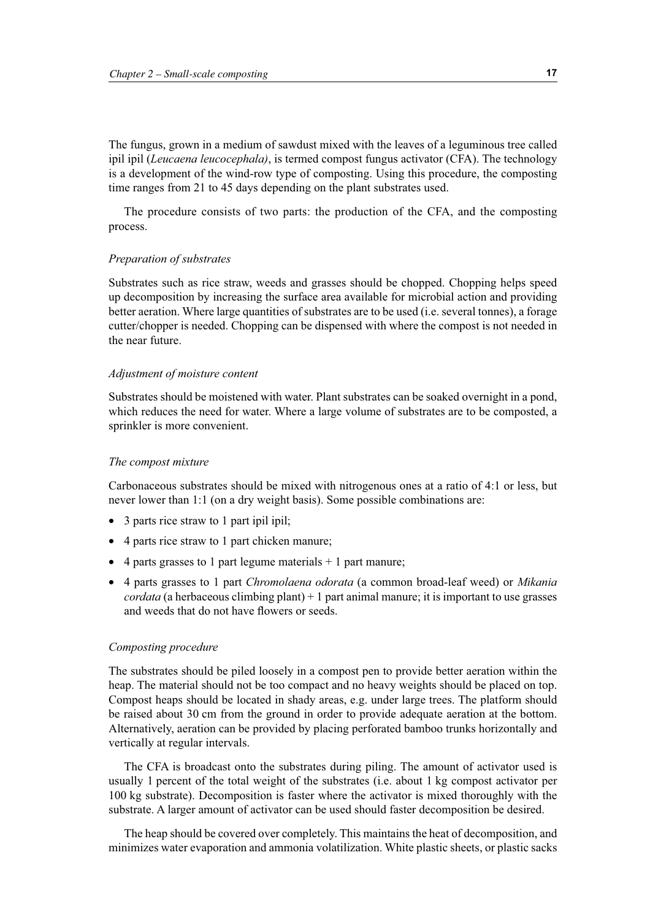The fungus, grown in a medium of sawdust mixed with the leaves of a leguminous tree called ipil ipil (*Leucaena leucocephala)*, is termed compost fungus activator (CFA). The technology is a development of the wind-row type of composting. Using this procedure, the composting time ranges from 21 to 45 days depending on the plant substrates used.

The procedure consists of two parts: the production of the CFA, and the composting process.

*Preparation of substrates*

Substrates such as rice straw, weeds and grasses should be chopped. Chopping helps speed up decomposition by increasing the surface area available for microbial action and providing better aeration. Where large quantities of substrates are to be used (i.e. several tonnes), a forage cutter/chopper is needed. Chopping can be dispensed with where the compost is not needed in the near future.

*Adjustment of moisture content*

Substrates should be moistened with water. Plant substrates can be soaked overnight in a pond, which reduces the need for water. Where a large volume of substrates are to be composted, a sprinkler is more convenient.

*The compost mixture*

Carbonaceous substrates should be mixed with nitrogenous ones at a ratio of 4:1 or less, but never lower than 1:1 (on a dry weight basis). Some possible combinations are:

- 3 parts rice straw to 1 part ipil ipil;
- 4 parts rice straw to 1 part chicken manure;
- 4 parts grasses to 1 part legume materials + 1 part manure;
- 4 parts grasses to 1 part *Chromolaena odorata* (a common broad-leaf weed) or *Mikania cordata* (a herbaceous climbing plant) + 1 part animal manure; it is important to use grasses and weeds that do not have flowers or seeds.

*Composting procedure*

The substrates should be piled loosely in a compost pen to provide better aeration within the heap. The material should not be too compact and no heavy weights should be placed on top. Compost heaps should be located in shady areas, e.g. under large trees. The platform should be raised about 30 cm from the ground in order to provide adequate aeration at the bottom. Alternatively, aeration can be provided by placing perforated bamboo trunks horizontally and vertically at regular intervals.

The CFA is broadcast onto the substrates during piling. The amount of activator used is usually 1 percent of the total weight of the substrates (i.e. about 1 kg compost activator per 100 kg substrate). Decomposition is faster where the activator is mixed thoroughly with the substrate. A larger amount of activator can be used should faster decomposition be desired.

The heap should be covered over completely. This maintains the heat of decomposition, and minimizes water evaporation and ammonia volatilization. White plastic sheets, or plastic sacks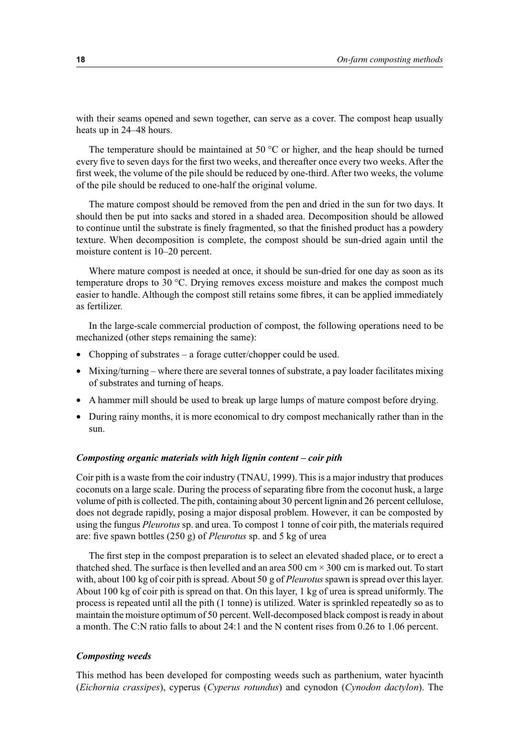with their seams opened and sewn together, can serve as a cover. The compost heap usually heats up in 24–48 hours.

The temperature should be maintained at 50 °C or higher, and the heap should be turned every five to seven days for the first two weeks, and thereafter once every two weeks. After the first week, the volume of the pile should be reduced by one-third. After two weeks, the volume of the pile should be reduced to one-half the original volume.

The mature compost should be removed from the pen and dried in the sun for two days. It should then be put into sacks and stored in a shaded area. Decomposition should be allowed to continue until the substrate is finely fragmented, so that the finished product has a powdery texture. When decomposition is complete, the compost should be sun-dried again until the moisture content is 10–20 percent.

Where mature compost is needed at once, it should be sun-dried for one day as soon as its temperature drops to 30 °C. Drying removes excess moisture and makes the compost much easier to handle. Although the compost still retains some fibres, it can be applied immediately as fertilizer.

In the large-scale commercial production of compost, the following operations need to be mechanized (other steps remaining the same):

- Chopping of substrates – a forage cutter/chopper could be used.
- Mixing/turning – where there are several tonnes of substrate, a pay loader facilitates mixing of substrates and turning of heaps.
- A hammer mill should be used to break up large lumps of mature compost before drying.
- During rainy months, it is more economical to dry compost mechanically rather than in the sun.

#### *Composting organic materials with high lignin content – coir pith*

Coir pith is a waste from the coir industry (TNAU, 1999). This is a major industry that produces coconuts on a large scale. During the process of separating fibre from the coconut husk, a large volume of pith is collected. The pith, containing about 30 percent lignin and 26 percent cellulose, does not degrade rapidly, posing a major disposal problem. However, it can be composted by using the fungus *Pleurotus* sp. and urea. To compost 1 tonne of coir pith, the materials required are: five spawn bottles (250 g) of *Pleurotus* sp. and 5 kg of urea

The first step in the compost preparation is to select an elevated shaded place, or to erect a thatched shed. The surface is then levelled and an area 500 cm × 300 cm is marked out. To start with, about 100 kg of coir pith is spread. About 50 g of *Pleurotus* spawn is spread over this layer. About 100 kg of coir pith is spread on that. On this layer, 1 kg of urea is spread uniformly. The process is repeated until all the pith (1 tonne) is utilized. Water is sprinkled repeatedly so as to maintain the moisture optimum of 50 percent. Well-decomposed black compost is ready in about a month. The C:N ratio falls to about 24:1 and the N content rises from 0.26 to 1.06 percent.

#### *Composting weeds*

This method has been developed for composting weeds such as parthenium, water hyacinth (*Eichornia crassipes*), cyperus (*Cyperus rotundus*) and cynodon (*Cynodon dactylon*). The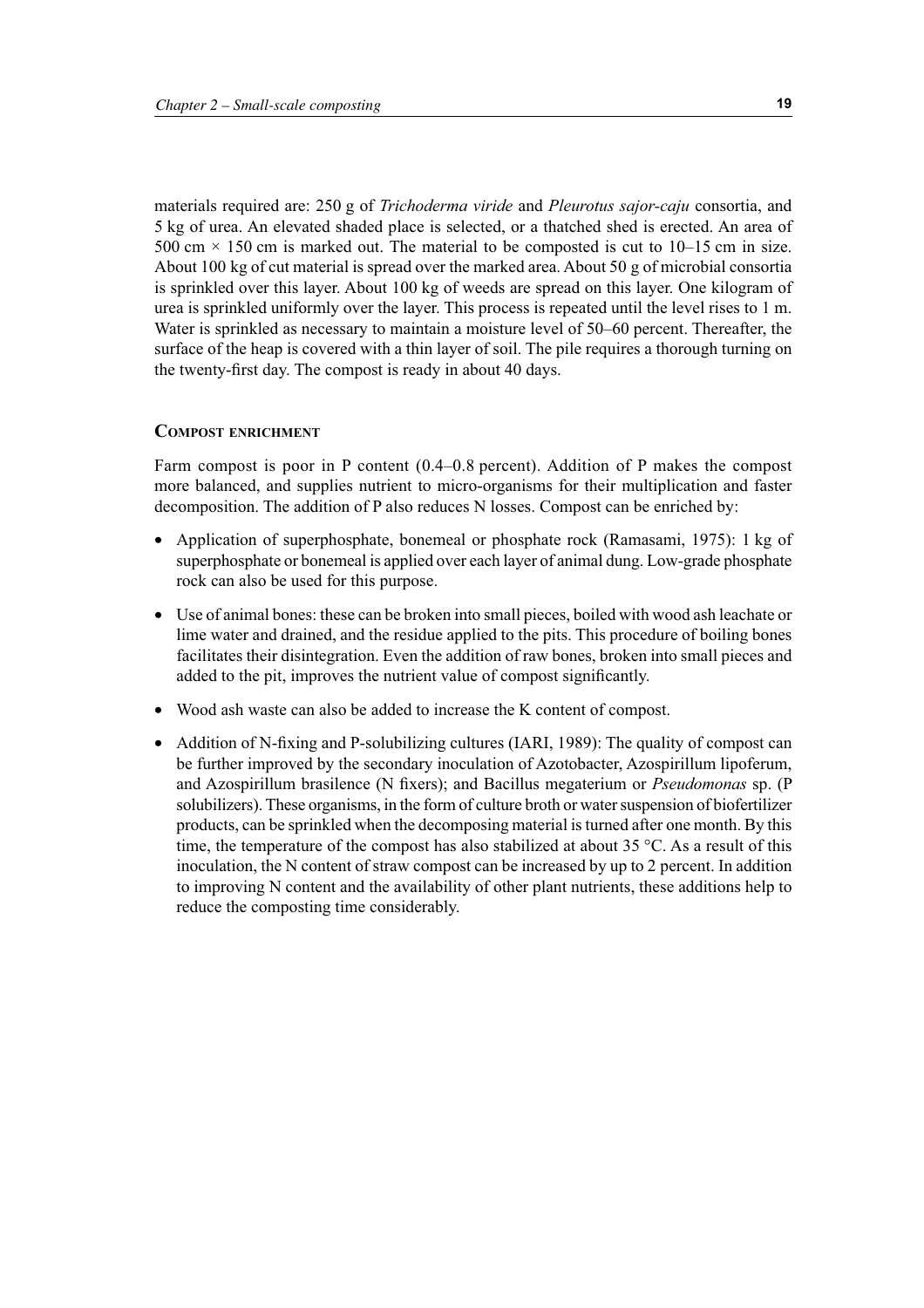materials required are: 250 g of *Trichoderma viride* and *Pleurotus sajor-caju* consortia, and 5 kg of urea. An elevated shaded place is selected, or a thatched shed is erected. An area of 500 cm × 150 cm is marked out. The material to be composted is cut to 10–15 cm in size. About 100 kg of cut material is spread over the marked area. About 50 g of microbial consortia is sprinkled over this layer. About 100 kg of weeds are spread on this layer. One kilogram of urea is sprinkled uniformly over the layer. This process is repeated until the level rises to 1 m. Water is sprinkled as necessary to maintain a moisture level of 50–60 percent. Thereafter, the surface of the heap is covered with a thin layer of soil. The pile requires a thorough turning on the twenty-first day. The compost is ready in about 40 days.

### Compost enrichment

Farm compost is poor in P content (0.4–0.8 percent). Addition of P makes the compost more balanced, and supplies nutrient to micro-organisms for their multiplication and faster decomposition. The addition of P also reduces N losses. Compost can be enriched by:

- Application of superphosphate, bonemeal or phosphate rock (Ramasami, 1975): 1 kg of superphosphate or bonemeal is applied over each layer of animal dung. Low-grade phosphate rock can also be used for this purpose.
- Use of animal bones: these can be broken into small pieces, boiled with wood ash leachate or lime water and drained, and the residue applied to the pits. This procedure of boiling bones facilitates their disintegration. Even the addition of raw bones, broken into small pieces and added to the pit, improves the nutrient value of compost significantly.
- Wood ash waste can also be added to increase the K content of compost.
- Addition of N-fixing and P-solubilizing cultures (IARI, 1989): The quality of compost can be further improved by the secondary inoculation of Azotobacter, Azospirillum lipoferum, and Azospirillum brasilence (N fixers); and Bacillus megaterium or *Pseudomonas* sp. (P solubilizers). These organisms, in the form of culture broth or water suspension of biofertilizer products, can be sprinkled when the decomposing material is turned after one month. By this time, the temperature of the compost has also stabilized at about 35 °C. As a result of this inoculation, the N content of straw compost can be increased by up to 2 percent. In addition to improving N content and the availability of other plant nutrients, these additions help to reduce the composting time considerably.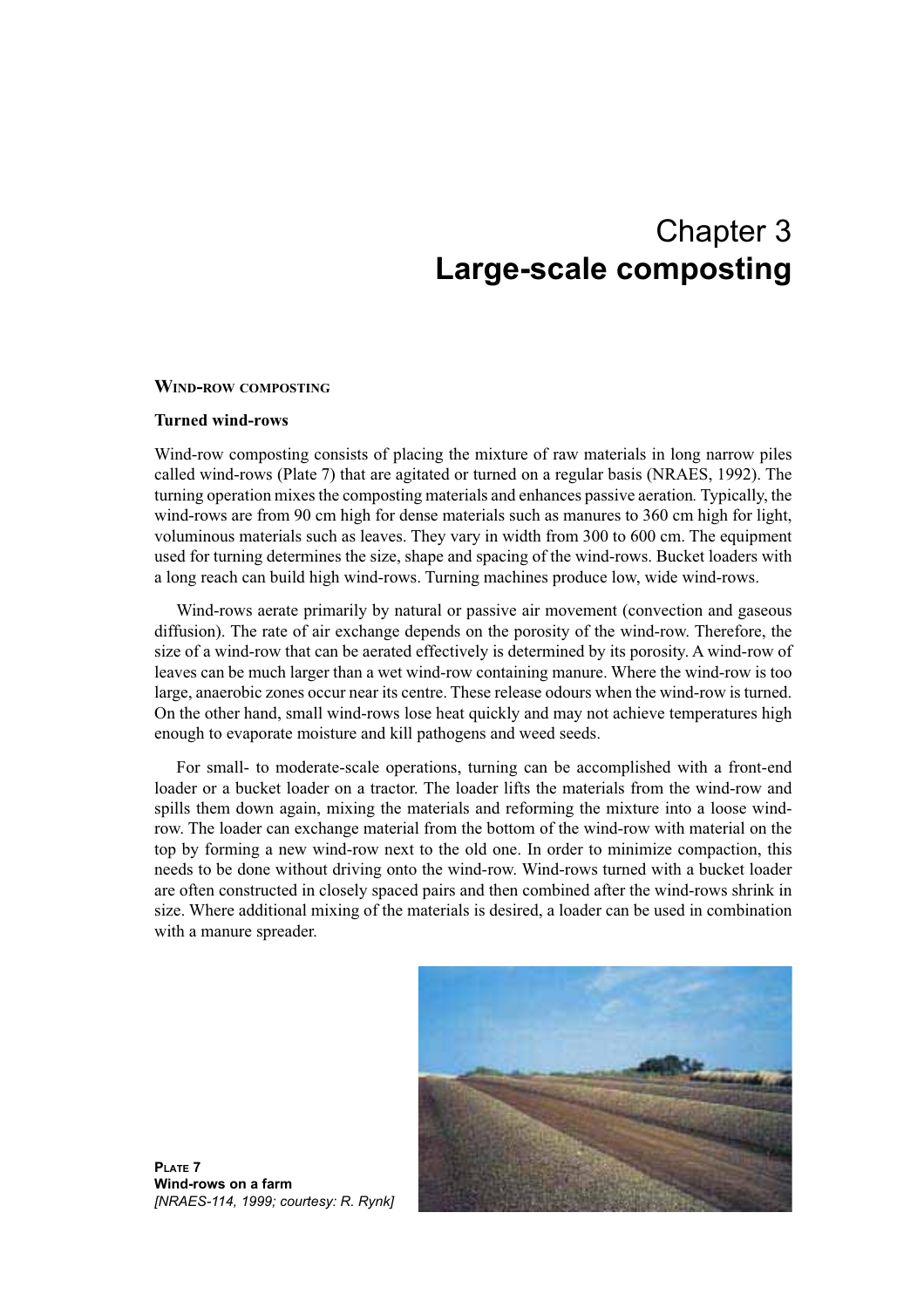# Chapter 3
# **Large-scale composting**

## WIND-ROW COMPOSTING

### Turned wind-rows

Wind-row composting consists of placing the mixture of raw materials in long narrow piles called wind-rows (Plate 7) that are agitated or turned on a regular basis (NRAES, 1992). The turning operation mixes the composting materials and enhances passive aeration. Typically, the wind-rows are from 90 cm high for dense materials such as manures to 360 cm high for light, voluminous materials such as leaves. They vary in width from 300 to 600 cm. The equipment used for turning determines the size, shape and spacing of the wind-rows. Bucket loaders with a long reach can build high wind-rows. Turning machines produce low, wide wind-rows.

Wind-rows aerate primarily by natural or passive air movement (convection and gaseous diffusion). The rate of air exchange depends on the porosity of the wind-row. Therefore, the size of a wind-row that can be aerated effectively is determined by its porosity. A wind-row of leaves can be much larger than a wet wind-row containing manure. Where the wind-row is too large, anaerobic zones occur near its centre. These release odours when the wind-row is turned. On the other hand, small wind-rows lose heat quickly and may not achieve temperatures high enough to evaporate moisture and kill pathogens and weed seeds.

For small- to moderate-scale operations, turning can be accomplished with a front-end loader or a bucket loader on a tractor. The loader lifts the materials from the wind-row and spills them down again, mixing the materials and reforming the mixture into a loose wind-row. The loader can exchange material from the bottom of the wind-row with material on the top by forming a new wind-row next to the old one. In order to minimize compaction, this needs to be done without driving onto the wind-row. Wind-rows turned with a bucket loader are often constructed in closely spaced pairs and then combined after the wind-rows shrink in size. Where additional mixing of the materials is desired, a loader can be used in combination with a manure spreader.

**PLATE 7**
**Wind-rows on a farm**
*[NRAES-114, 1999; courtesy: R. Rynk]*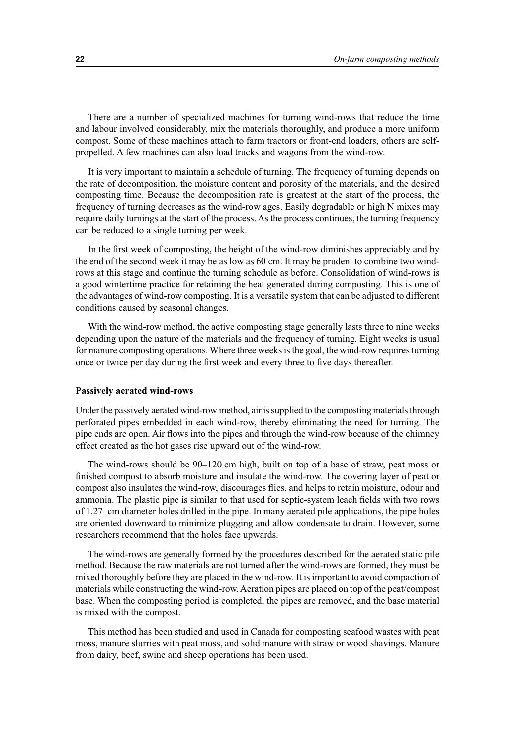There are a number of specialized machines for turning wind-rows that reduce the time and labour involved considerably, mix the materials thoroughly, and produce a more uniform compost. Some of these machines attach to farm tractors or front-end loaders, others are self-propelled. A few machines can also load trucks and wagons from the wind-row.

It is very important to maintain a schedule of turning. The frequency of turning depends on the rate of decomposition, the moisture content and porosity of the materials, and the desired composting time. Because the decomposition rate is greatest at the start of the process, the frequency of turning decreases as the wind-row ages. Easily degradable or high N mixes may require daily turnings at the start of the process. As the process continues, the turning frequency can be reduced to a single turning per week.

In the first week of composting, the height of the wind-row diminishes appreciably and by the end of the second week it may be as low as 60 cm. It may be prudent to combine two wind-rows at this stage and continue the turning schedule as before. Consolidation of wind-rows is a good wintertime practice for retaining the heat generated during composting. This is one of the advantages of wind-row composting. It is a versatile system that can be adjusted to different conditions caused by seasonal changes.

With the wind-row method, the active composting stage generally lasts three to nine weeks depending upon the nature of the materials and the frequency of turning. Eight weeks is usual for manure composting operations. Where three weeks is the goal, the wind-row requires turning once or twice per day during the first week and every three to five days thereafter.

**Passively aerated wind-rows**

Under the passively aerated wind-row method, air is supplied to the composting materials through perforated pipes embedded in each wind-row, thereby eliminating the need for turning. The pipe ends are open. Air flows into the pipes and through the wind-row because of the chimney effect created as the hot gases rise upward out of the wind-row.

The wind-rows should be 90–120 cm high, built on top of a base of straw, peat moss or finished compost to absorb moisture and insulate the wind-row. The covering layer of peat or compost also insulates the wind-row, discourages flies, and helps to retain moisture, odour and ammonia. The plastic pipe is similar to that used for septic-system leach fields with two rows of 1.27–cm diameter holes drilled in the pipe. In many aerated pile applications, the pipe holes are oriented downward to minimize plugging and allow condensate to drain. However, some researchers recommend that the holes face upwards.

The wind-rows are generally formed by the procedures described for the aerated static pile method. Because the raw materials are not turned after the wind-rows are formed, they must be mixed thoroughly before they are placed in the wind-row. It is important to avoid compaction of materials while constructing the wind-row. Aeration pipes are placed on top of the peat/compost base. When the composting period is completed, the pipes are removed, and the base material is mixed with the compost.

This method has been studied and used in Canada for composting seafood wastes with peat moss, manure slurries with peat moss, and solid manure with straw or wood shavings. Manure from dairy, beef, swine and sheep operations has been used.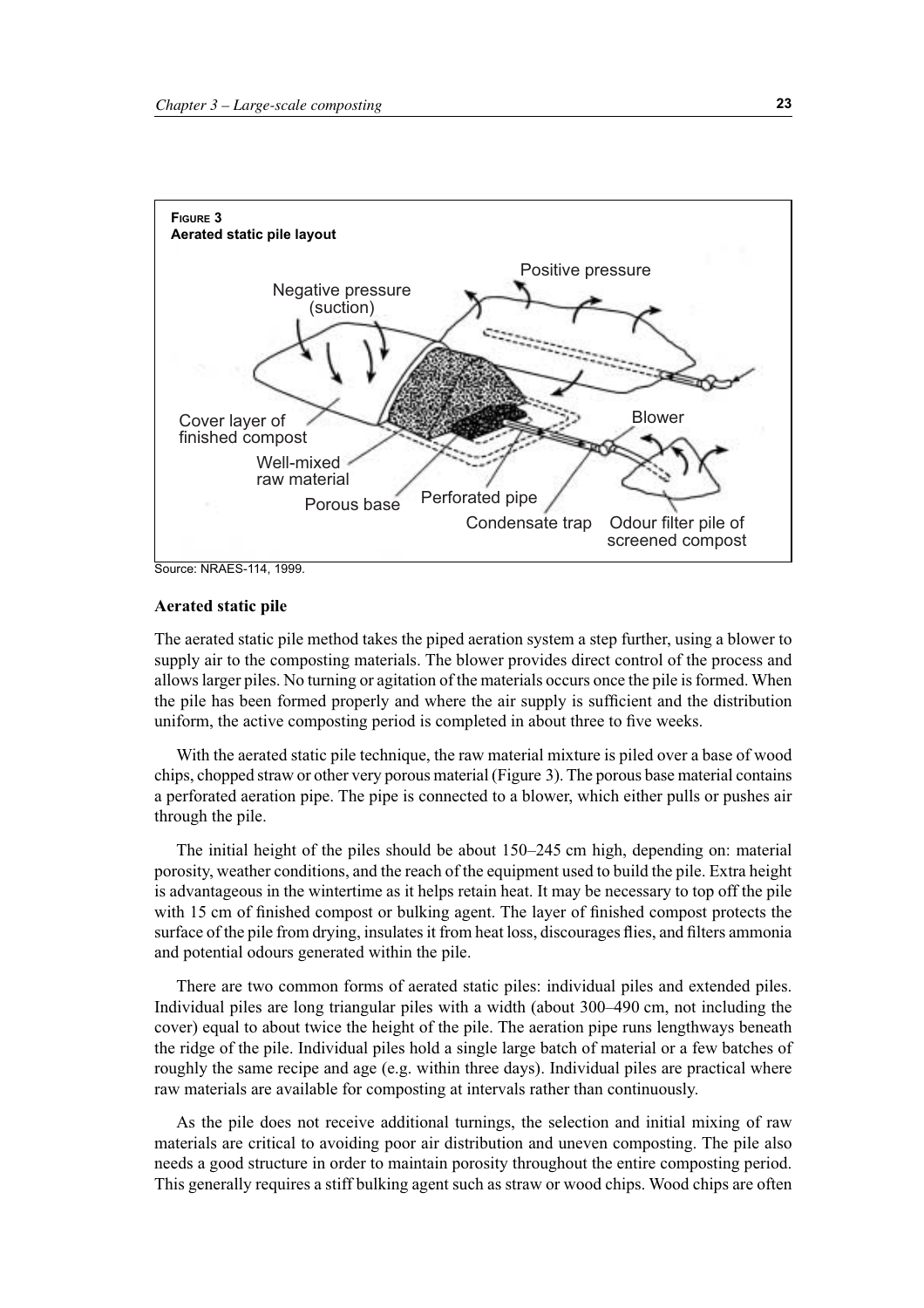**Figure 3**
**Aerated static pile layout**

Source: NRAES-114, 1999.

### Aerated static pile

The aerated static pile method takes the piped aeration system a step further, using a blower to supply air to the composting materials. The blower provides direct control of the process and allows larger piles. No turning or agitation of the materials occurs once the pile is formed. When the pile has been formed properly and where the air supply is sufficient and the distribution uniform, the active composting period is completed in about three to five weeks.

With the aerated static pile technique, the raw material mixture is piled over a base of wood chips, chopped straw or other very porous material (Figure 3). The porous base material contains a perforated aeration pipe. The pipe is connected to a blower, which either pulls or pushes air through the pile.

The initial height of the piles should be about 150–245 cm high, depending on: material porosity, weather conditions, and the reach of the equipment used to build the pile. Extra height is advantageous in the wintertime as it helps retain heat. It may be necessary to top off the pile with 15 cm of finished compost or bulking agent. The layer of finished compost protects the surface of the pile from drying, insulates it from heat loss, discourages flies, and filters ammonia and potential odours generated within the pile.

There are two common forms of aerated static piles: individual piles and extended piles. Individual piles are long triangular piles with a width (about 300–490 cm, not including the cover) equal to about twice the height of the pile. The aeration pipe runs lengthways beneath the ridge of the pile. Individual piles hold a single large batch of material or a few batches of roughly the same recipe and age (e.g. within three days). Individual piles are practical where raw materials are available for composting at intervals rather than continuously.

As the pile does not receive additional turnings, the selection and initial mixing of raw materials are critical to avoiding poor air distribution and uneven composting. The pile also needs a good structure in order to maintain porosity throughout the entire composting period. This generally requires a stiff bulking agent such as straw or wood chips. Wood chips are often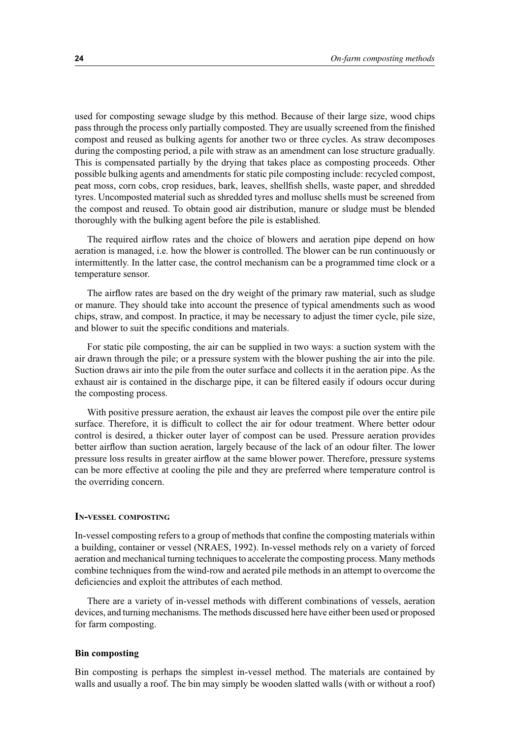used for composting sewage sludge by this method. Because of their large size, wood chips pass through the process only partially composted. They are usually screened from the finished compost and reused as bulking agents for another two or three cycles. As straw decomposes during the composting period, a pile with straw as an amendment can lose structure gradually. This is compensated partially by the drying that takes place as composting proceeds. Other possible bulking agents and amendments for static pile composting include: recycled compost, peat moss, corn cobs, crop residues, bark, leaves, shellfish shells, waste paper, and shredded tyres. Uncomposted material such as shredded tyres and mollusc shells must be screened from the compost and reused. To obtain good air distribution, manure or sludge must be blended thoroughly with the bulking agent before the pile is established.

The required airflow rates and the choice of blowers and aeration pipe depend on how aeration is managed, i.e. how the blower is controlled. The blower can be run continuously or intermittently. In the latter case, the control mechanism can be a programmed time clock or a temperature sensor.

The airflow rates are based on the dry weight of the primary raw material, such as sludge or manure. They should take into account the presence of typical amendments such as wood chips, straw, and compost. In practice, it may be necessary to adjust the timer cycle, pile size, and blower to suit the specific conditions and materials.

For static pile composting, the air can be supplied in two ways: a suction system with the air drawn through the pile; or a pressure system with the blower pushing the air into the pile. Suction draws air into the pile from the outer surface and collects it in the aeration pipe. As the exhaust air is contained in the discharge pipe, it can be filtered easily if odours occur during the composting process.

With positive pressure aeration, the exhaust air leaves the compost pile over the entire pile surface. Therefore, it is difficult to collect the air for odour treatment. Where better odour control is desired, a thicker outer layer of compost can be used. Pressure aeration provides better airflow than suction aeration, largely because of the lack of an odour filter. The lower pressure loss results in greater airflow at the same blower power. Therefore, pressure systems can be more effective at cooling the pile and they are preferred where temperature control is the overriding concern.

## In-vessel composting

In-vessel composting refers to a group of methods that confine the composting materials within a building, container or vessel (NRAES, 1992). In-vessel methods rely on a variety of forced aeration and mechanical turning techniques to accelerate the composting process. Many methods combine techniques from the wind-row and aerated pile methods in an attempt to overcome the deficiencies and exploit the attributes of each method.

There are a variety of in-vessel methods with different combinations of vessels, aeration devices, and turning mechanisms. The methods discussed here have either been used or proposed for farm composting.

### Bin composting

Bin composting is perhaps the simplest in-vessel method. The materials are contained by walls and usually a roof. The bin may simply be wooden slatted walls (with or without a roof)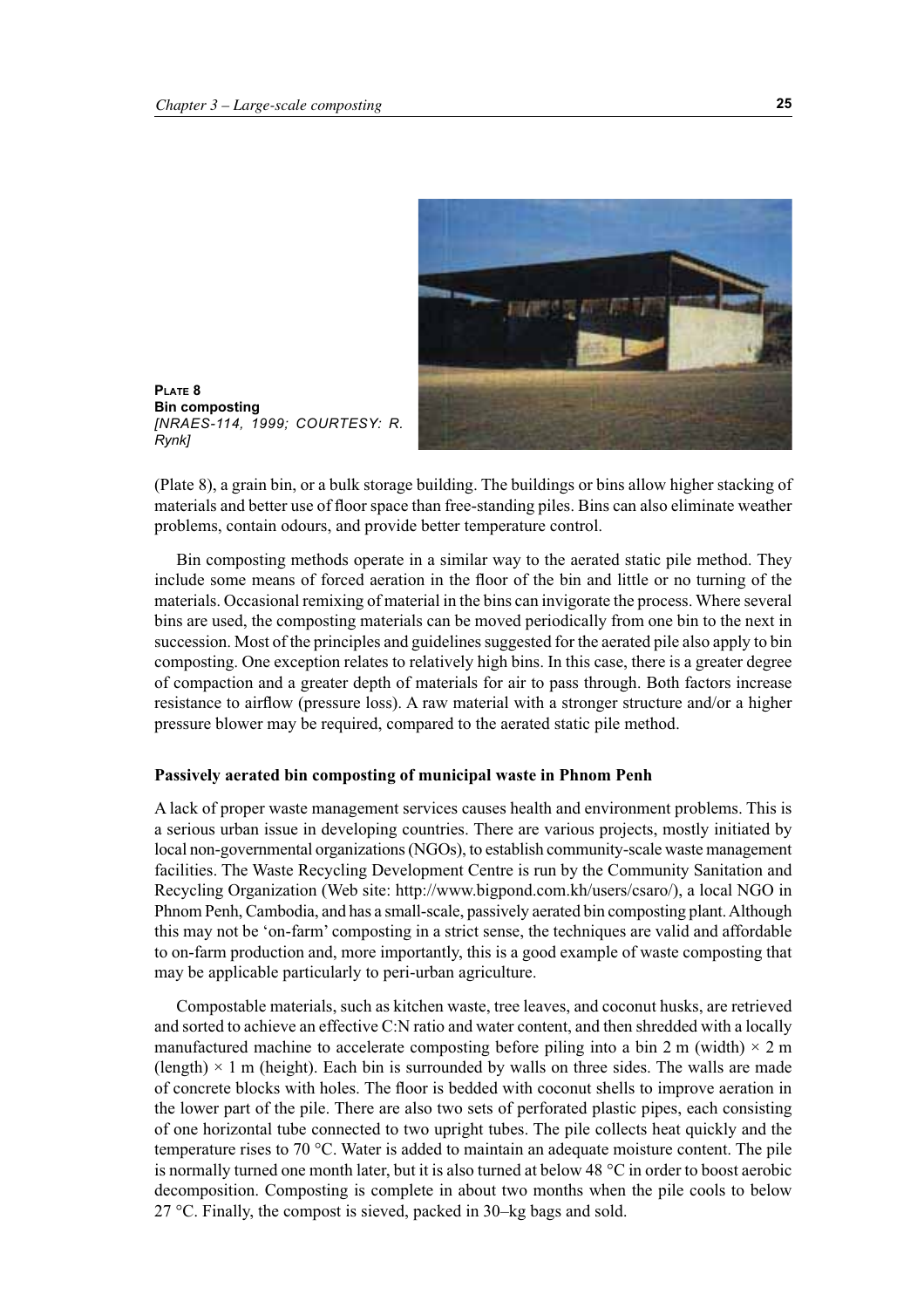**PLATE 8**
**Bin composting**
*[NRAES-114, 1999; COURTESY: R. Rynk]*

(Plate 8), a grain bin, or a bulk storage building. The buildings or bins allow higher stacking of materials and better use of floor space than free-standing piles. Bins can also eliminate weather problems, contain odours, and provide better temperature control.

Bin composting methods operate in a similar way to the aerated static pile method. They include some means of forced aeration in the floor of the bin and little or no turning of the materials. Occasional remixing of material in the bins can invigorate the process. Where several bins are used, the composting materials can be moved periodically from one bin to the next in succession. Most of the principles and guidelines suggested for the aerated pile also apply to bin composting. One exception relates to relatively high bins. In this case, there is a greater degree of compaction and a greater depth of materials for air to pass through. Both factors increase resistance to airflow (pressure loss). A raw material with a stronger structure and/or a higher pressure blower may be required, compared to the aerated static pile method.

**Passively aerated bin composting of municipal waste in Phnom Penh**

A lack of proper waste management services causes health and environment problems. This is a serious urban issue in developing countries. There are various projects, mostly initiated by local non-governmental organizations (NGOs), to establish community-scale waste management facilities. The Waste Recycling Development Centre is run by the Community Sanitation and Recycling Organization (Web site: http://www.bigpond.com.kh/users/csaro/), a local NGO in Phnom Penh, Cambodia, and has a small-scale, passively aerated bin composting plant. Although this may not be 'on-farm' composting in a strict sense, the techniques are valid and affordable to on-farm production and, more importantly, this is a good example of waste composting that may be applicable particularly to peri-urban agriculture.

Compostable materials, such as kitchen waste, tree leaves, and coconut husks, are retrieved and sorted to achieve an effective C:N ratio and water content, and then shredded with a locally manufactured machine to accelerate composting before piling into a bin 2 m (width) × 2 m (length) × 1 m (height). Each bin is surrounded by walls on three sides. The walls are made of concrete blocks with holes. The floor is bedded with coconut shells to improve aeration in the lower part of the pile. There are also two sets of perforated plastic pipes, each consisting of one horizontal tube connected to two upright tubes. The pile collects heat quickly and the temperature rises to 70 °C. Water is added to maintain an adequate moisture content. The pile is normally turned one month later, but it is also turned at below 48 °C in order to boost aerobic decomposition. Composting is complete in about two months when the pile cools to below 27 °C. Finally, the compost is sieved, packed in 30–kg bags and sold.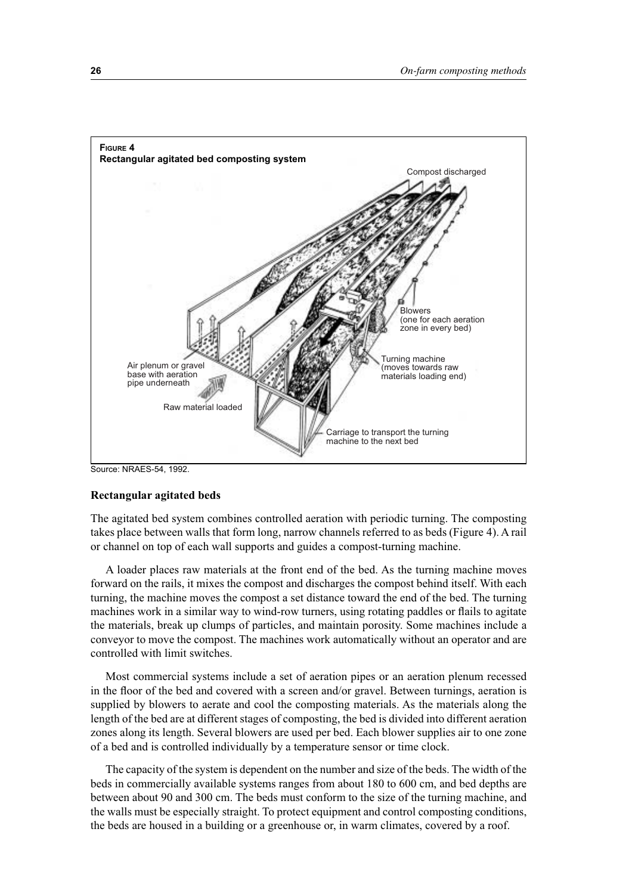**Figure 4**
**Rectangular agitated bed composting system**

Source: NRAES-54, 1992.

### Rectangular agitated beds

The agitated bed system combines controlled aeration with periodic turning. The composting takes place between walls that form long, narrow channels referred to as beds (Figure 4). A rail or channel on top of each wall supports and guides a compost-turning machine.

A loader places raw materials at the front end of the bed. As the turning machine moves forward on the rails, it mixes the compost and discharges the compost behind itself. With each turning, the machine moves the compost a set distance toward the end of the bed. The turning machines work in a similar way to wind-row turners, using rotating paddles or flails to agitate the materials, break up clumps of particles, and maintain porosity. Some machines include a conveyor to move the compost. The machines work automatically without an operator and are controlled with limit switches.

Most commercial systems include a set of aeration pipes or an aeration plenum recessed in the floor of the bed and covered with a screen and/or gravel. Between turnings, aeration is supplied by blowers to aerate and cool the composting materials. As the materials along the length of the bed are at different stages of composting, the bed is divided into different aeration zones along its length. Several blowers are used per bed. Each blower supplies air to one zone of a bed and is controlled individually by a temperature sensor or time clock.

The capacity of the system is dependent on the number and size of the beds. The width of the beds in commercially available systems ranges from about 180 to 600 cm, and bed depths are between about 90 and 300 cm. The beds must conform to the size of the turning machine, and the walls must be especially straight. To protect equipment and control composting conditions, the beds are housed in a building or a greenhouse or, in warm climates, covered by a roof.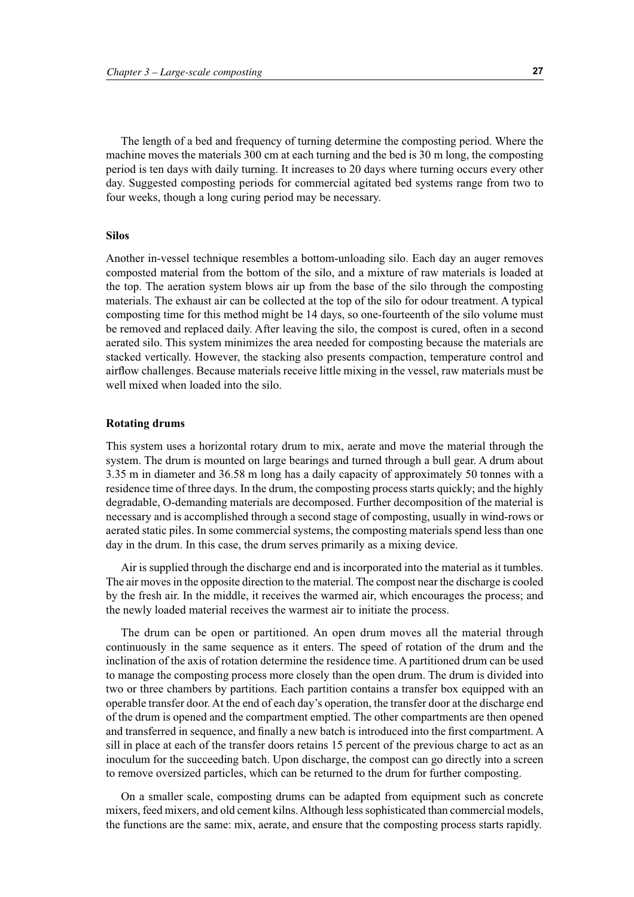The length of a bed and frequency of turning determine the composting period. Where the machine moves the materials 300 cm at each turning and the bed is 30 m long, the composting period is ten days with daily turning. It increases to 20 days where turning occurs every other day. Suggested composting periods for commercial agitated bed systems range from two to four weeks, though a long curing period may be necessary.

### Silos

Another in-vessel technique resembles a bottom-unloading silo. Each day an auger removes composted material from the bottom of the silo, and a mixture of raw materials is loaded at the top. The aeration system blows air up from the base of the silo through the composting materials. The exhaust air can be collected at the top of the silo for odour treatment. A typical composting time for this method might be 14 days, so one-fourteenth of the silo volume must be removed and replaced daily. After leaving the silo, the compost is cured, often in a second aerated silo. This system minimizes the area needed for composting because the materials are stacked vertically. However, the stacking also presents compaction, temperature control and airflow challenges. Because materials receive little mixing in the vessel, raw materials must be well mixed when loaded into the silo.

### Rotating drums

This system uses a horizontal rotary drum to mix, aerate and move the material through the system. The drum is mounted on large bearings and turned through a bull gear. A drum about 3.35 m in diameter and 36.58 m long has a daily capacity of approximately 50 tonnes with a residence time of three days. In the drum, the composting process starts quickly; and the highly degradable, O-demanding materials are decomposed. Further decomposition of the material is necessary and is accomplished through a second stage of composting, usually in wind-rows or aerated static piles. In some commercial systems, the composting materials spend less than one day in the drum. In this case, the drum serves primarily as a mixing device.

Air is supplied through the discharge end and is incorporated into the material as it tumbles. The air moves in the opposite direction to the material. The compost near the discharge is cooled by the fresh air. In the middle, it receives the warmed air, which encourages the process; and the newly loaded material receives the warmest air to initiate the process.

The drum can be open or partitioned. An open drum moves all the material through continuously in the same sequence as it enters. The speed of rotation of the drum and the inclination of the axis of rotation determine the residence time. A partitioned drum can be used to manage the composting process more closely than the open drum. The drum is divided into two or three chambers by partitions. Each partition contains a transfer box equipped with an operable transfer door. At the end of each day's operation, the transfer door at the discharge end of the drum is opened and the compartment emptied. The other compartments are then opened and transferred in sequence, and finally a new batch is introduced into the first compartment. A sill in place at each of the transfer doors retains 15 percent of the previous charge to act as an inoculum for the succeeding batch. Upon discharge, the compost can go directly into a screen to remove oversized particles, which can be returned to the drum for further composting.

On a smaller scale, composting drums can be adapted from equipment such as concrete mixers, feed mixers, and old cement kilns. Although less sophisticated than commercial models, the functions are the same: mix, aerate, and ensure that the composting process starts rapidly.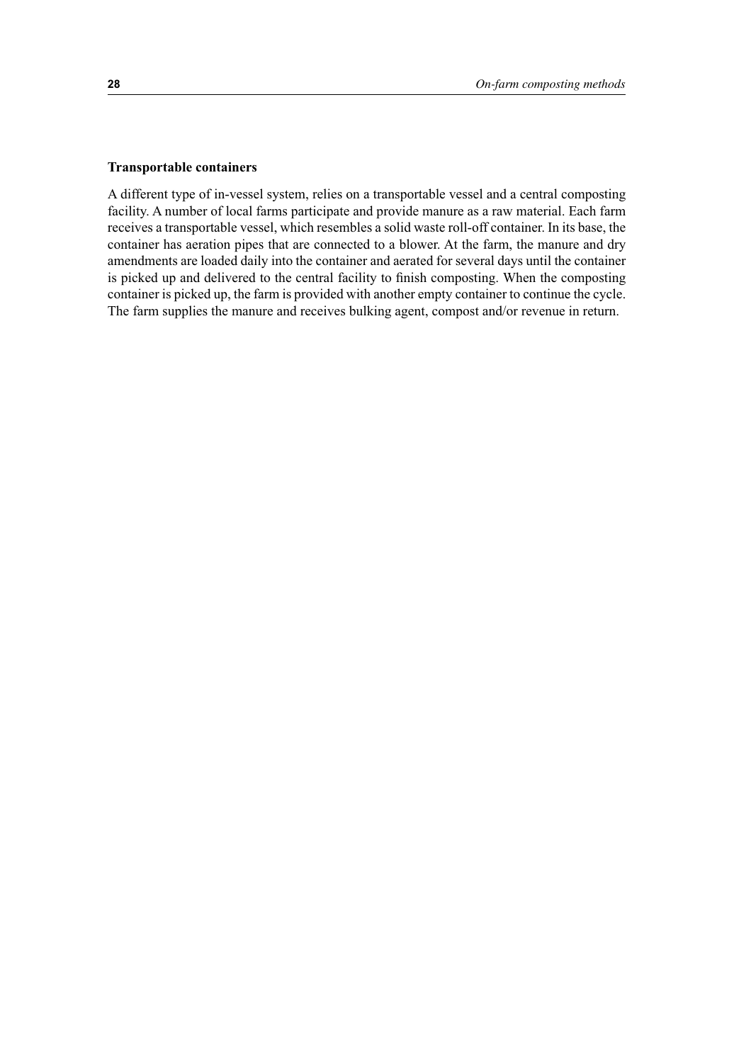**Transportable containers**

A different type of in-vessel system, relies on a transportable vessel and a central composting facility. A number of local farms participate and provide manure as a raw material. Each farm receives a transportable vessel, which resembles a solid waste roll-off container. In its base, the container has aeration pipes that are connected to a blower. At the farm, the manure and dry amendments are loaded daily into the container and aerated for several days until the container is picked up and delivered to the central facility to finish composting. When the composting container is picked up, the farm is provided with another empty container to continue the cycle. The farm supplies the manure and receives bulking agent, compost and/or revenue in return.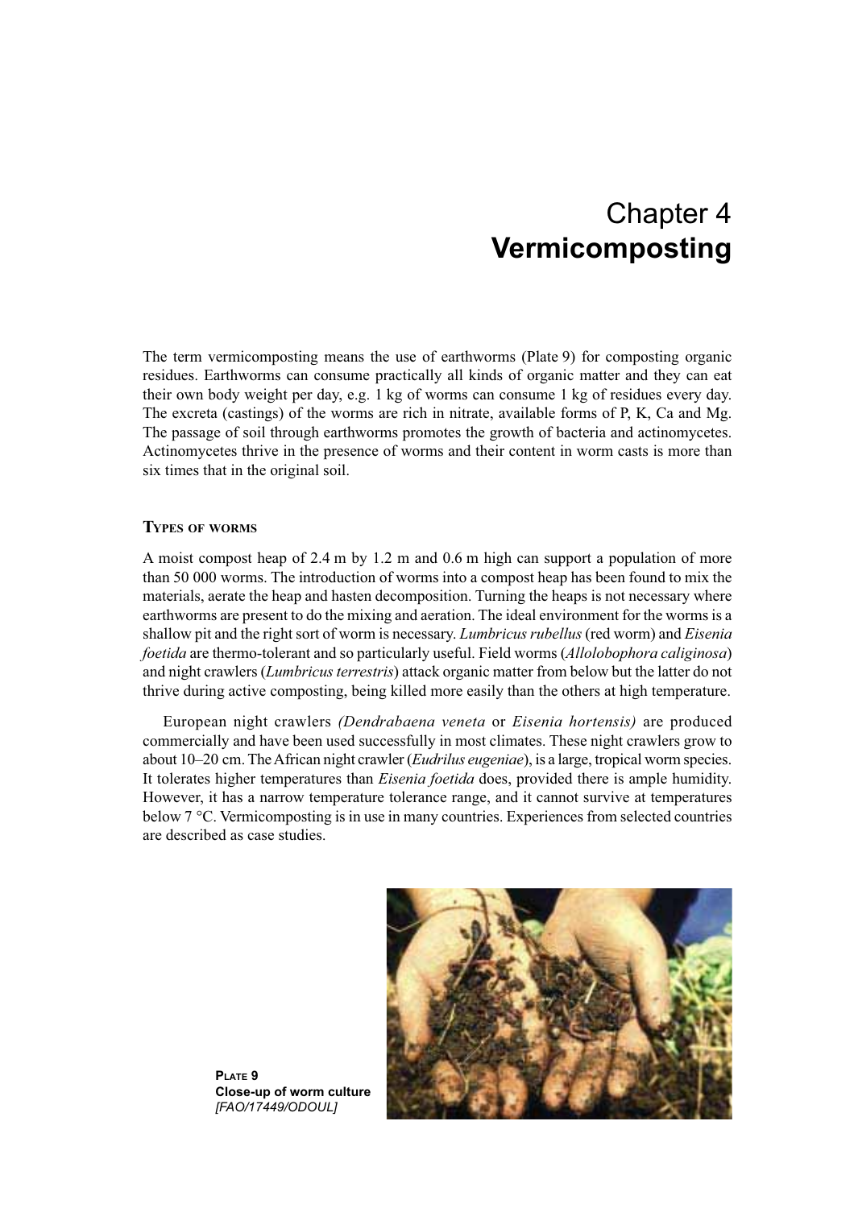# Chapter 4
# **Vermicomposting**

The term vermicomposting means the use of earthworms (Plate 9) for composting organic residues. Earthworms can consume practically all kinds of organic matter and they can eat their own body weight per day, e.g. 1 kg of worms can consume 1 kg of residues every day. The excreta (castings) of the worms are rich in nitrate, available forms of P, K, Ca and Mg. The passage of soil through earthworms promotes the growth of bacteria and actinomycetes. Actinomycetes thrive in the presence of worms and their content in worm casts is more than six times that in the original soil.

## Types of worms

A moist compost heap of 2.4 m by 1.2 m and 0.6 m high can support a population of more than 50 000 worms. The introduction of worms into a compost heap has been found to mix the materials, aerate the heap and hasten decomposition. Turning the heaps is not necessary where earthworms are present to do the mixing and aeration. The ideal environment for the worms is a shallow pit and the right sort of worm is necessary. *Lumbricus rubellus* (red worm) and *Eisenia foetida* are thermo-tolerant and so particularly useful. Field worms (*Allolobophora caliginosa*) and night crawlers (*Lumbricus terrestris*) attack organic matter from below but the latter do not thrive during active composting, being killed more easily than the others at high temperature.

European night crawlers *(Dendrabaena veneta* or *Eisenia hortensis)* are produced commercially and have been used successfully in most climates. These night crawlers grow to about 10–20 cm. The African night crawler (*Eudrilus eugeniae*), is a large, tropical worm species. It tolerates higher temperatures than *Eisenia foetida* does, provided there is ample humidity. However, it has a narrow temperature tolerance range, and it cannot survive at temperatures below 7 °C. Vermicomposting is in use in many countries. Experiences from selected countries are described as case studies.

**Plate 9**
**Close-up of worm culture**
*[FAO/17449/ODOUL]*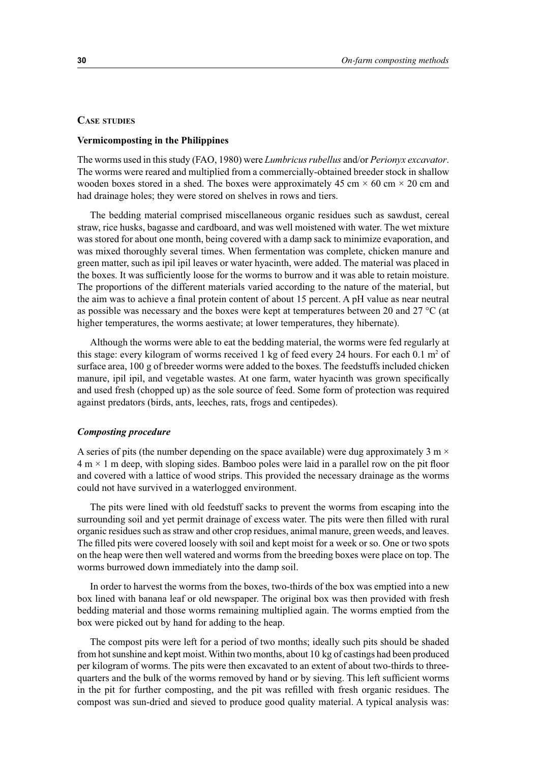## Case studies

### Vermicomposting in the Philippines

The worms used in this study (FAO, 1980) were *Lumbricus rubellus* and/or *Perionyx excavator*. The worms were reared and multiplied from a commercially-obtained breeder stock in shallow wooden boxes stored in a shed. The boxes were approximately 45 cm × 60 cm × 20 cm and had drainage holes; they were stored on shelves in rows and tiers.

The bedding material comprised miscellaneous organic residues such as sawdust, cereal straw, rice husks, bagasse and cardboard, and was well moistened with water. The wet mixture was stored for about one month, being covered with a damp sack to minimize evaporation, and was mixed thoroughly several times. When fermentation was complete, chicken manure and green matter, such as ipil ipil leaves or water hyacinth, were added. The material was placed in the boxes. It was sufficiently loose for the worms to burrow and it was able to retain moisture. The proportions of the different materials varied according to the nature of the material, but the aim was to achieve a final protein content of about 15 percent. A pH value as near neutral as possible was necessary and the boxes were kept at temperatures between 20 and 27 °C (at higher temperatures, the worms aestivate; at lower temperatures, they hibernate).

Although the worms were able to eat the bedding material, the worms were fed regularly at this stage: every kilogram of worms received 1 kg of feed every 24 hours. For each 0.1 $m^2$ of surface area, 100 g of breeder worms were added to the boxes. The feedstuffs included chicken manure, ipil ipil, and vegetable wastes. At one farm, water hyacinth was grown specifically and used fresh (chopped up) as the sole source of feed. Some form of protection was required against predators (birds, ants, leeches, rats, frogs and centipedes).

#### *Composting procedure*

A series of pits (the number depending on the space available) were dug approximately 3 m × 4 m × 1 m deep, with sloping sides. Bamboo poles were laid in a parallel row on the pit floor and covered with a lattice of wood strips. This provided the necessary drainage as the worms could not have survived in a waterlogged environment.

The pits were lined with old feedstuff sacks to prevent the worms from escaping into the surrounding soil and yet permit drainage of excess water. The pits were then filled with rural organic residues such as straw and other crop residues, animal manure, green weeds, and leaves. The filled pits were covered loosely with soil and kept moist for a week or so. One or two spots on the heap were then well watered and worms from the breeding boxes were place on top. The worms burrowed down immediately into the damp soil.

In order to harvest the worms from the boxes, two-thirds of the box was emptied into a new box lined with banana leaf or old newspaper. The original box was then provided with fresh bedding material and those worms remaining multiplied again. The worms emptied from the box were picked out by hand for adding to the heap.

The compost pits were left for a period of two months; ideally such pits should be shaded from hot sunshine and kept moist. Within two months, about 10 kg of castings had been produced per kilogram of worms. The pits were then excavated to an extent of about two-thirds to three-quarters and the bulk of the worms removed by hand or by sieving. This left sufficient worms in the pit for further composting, and the pit was refilled with fresh organic residues. The compost was sun-dried and sieved to produce good quality material. A typical analysis was: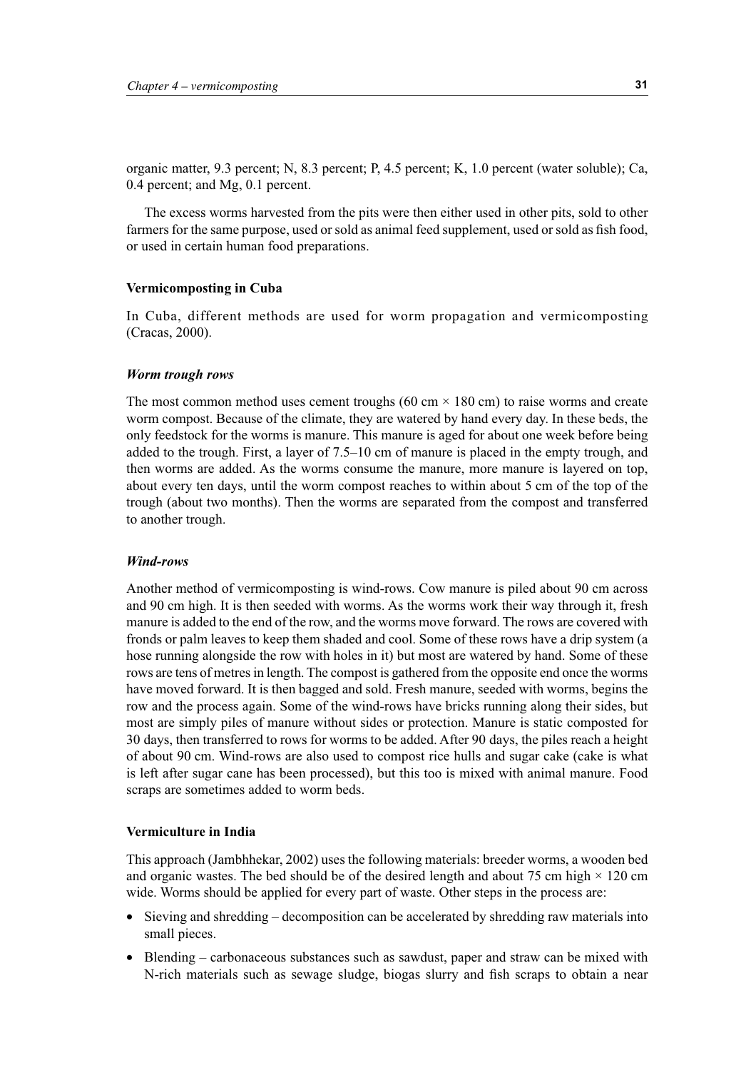organic matter, 9.3 percent; N, 8.3 percent; P, 4.5 percent; K, 1.0 percent (water soluble); Ca, 0.4 percent; and Mg, 0.1 percent.

The excess worms harvested from the pits were then either used in other pits, sold to other farmers for the same purpose, used or sold as animal feed supplement, used or sold as fish food, or used in certain human food preparations.

### Vermicomposting in Cuba

In Cuba, different methods are used for worm propagation and vermicomposting (Cracas, 2000).

#### *Worm trough rows*

The most common method uses cement troughs (60 cm × 180 cm) to raise worms and create worm compost. Because of the climate, they are watered by hand every day. In these beds, the only feedstock for the worms is manure. This manure is aged for about one week before being added to the trough. First, a layer of 7.5–10 cm of manure is placed in the empty trough, and then worms are added. As the worms consume the manure, more manure is layered on top, about every ten days, until the worm compost reaches to within about 5 cm of the top of the trough (about two months). Then the worms are separated from the compost and transferred to another trough.

#### *Wind-rows*

Another method of vermicomposting is wind-rows. Cow manure is piled about 90 cm across and 90 cm high. It is then seeded with worms. As the worms work their way through it, fresh manure is added to the end of the row, and the worms move forward. The rows are covered with fronds or palm leaves to keep them shaded and cool. Some of these rows have a drip system (a hose running alongside the row with holes in it) but most are watered by hand. Some of these rows are tens of metres in length. The compost is gathered from the opposite end once the worms have moved forward. It is then bagged and sold. Fresh manure, seeded with worms, begins the row and the process again. Some of the wind-rows have bricks running along their sides, but most are simply piles of manure without sides or protection. Manure is static composted for 30 days, then transferred to rows for worms to be added. After 90 days, the piles reach a height of about 90 cm. Wind-rows are also used to compost rice hulls and sugar cake (cake is what is left after sugar cane has been processed), but this too is mixed with animal manure. Food scraps are sometimes added to worm beds.

### Vermiculture in India

This approach (Jambhhekar, 2002) uses the following materials: breeder worms, a wooden bed and organic wastes. The bed should be of the desired length and about 75 cm high × 120 cm wide. Worms should be applied for every part of waste. Other steps in the process are:

- Sieving and shredding – decomposition can be accelerated by shredding raw materials into small pieces.
- Blending – carbonaceous substances such as sawdust, paper and straw can be mixed with N-rich materials such as sewage sludge, biogas slurry and fish scraps to obtain a near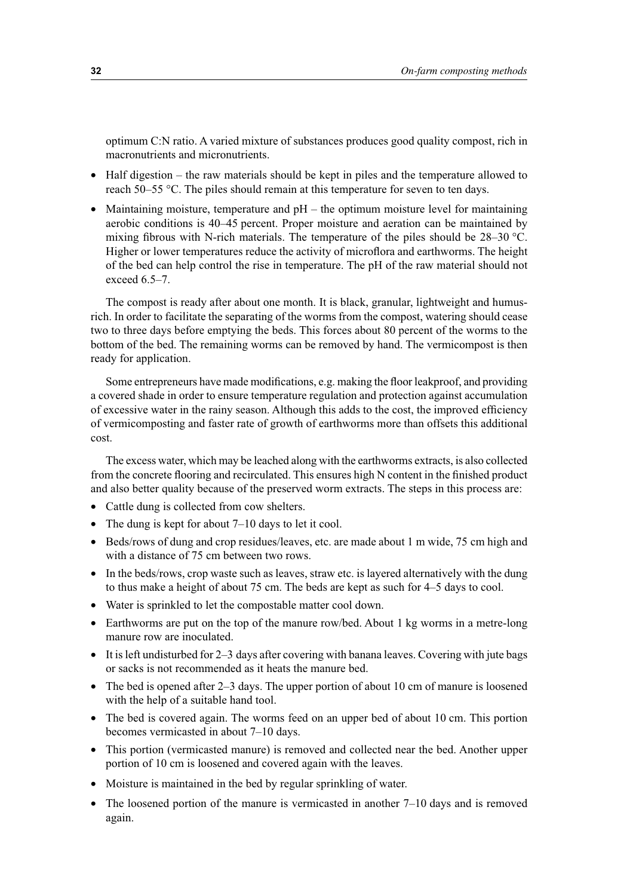optimum C:N ratio. A varied mixture of substances produces good quality compost, rich in macronutrients and micronutrients.

- Half digestion – the raw materials should be kept in piles and the temperature allowed to reach 50–55 °C. The piles should remain at this temperature for seven to ten days.
- Maintaining moisture, temperature and pH – the optimum moisture level for maintaining aerobic conditions is 40–45 percent. Proper moisture and aeration can be maintained by mixing fibrous with N-rich materials. The temperature of the piles should be 28–30 °C. Higher or lower temperatures reduce the activity of microflora and earthworms. The height of the bed can help control the rise in temperature. The pH of the raw material should not exceed 6.5–7.

The compost is ready after about one month. It is black, granular, lightweight and humus-rich. In order to facilitate the separating of the worms from the compost, watering should cease two to three days before emptying the beds. This forces about 80 percent of the worms to the bottom of the bed. The remaining worms can be removed by hand. The vermicompost is then ready for application.

Some entrepreneurs have made modifications, e.g. making the floor leakproof, and providing a covered shade in order to ensure temperature regulation and protection against accumulation of excessive water in the rainy season. Although this adds to the cost, the improved efficiency of vermicomposting and faster rate of growth of earthworms more than offsets this additional cost.

The excess water, which may be leached along with the earthworms extracts, is also collected from the concrete flooring and recirculated. This ensures high N content in the finished product and also better quality because of the preserved worm extracts. The steps in this process are:

- Cattle dung is collected from cow shelters.
- The dung is kept for about 7–10 days to let it cool.
- Beds/rows of dung and crop residues/leaves, etc. are made about 1 m wide, 75 cm high and with a distance of 75 cm between two rows.
- In the beds/rows, crop waste such as leaves, straw etc. is layered alternatively with the dung to thus make a height of about 75 cm. The beds are kept as such for 4–5 days to cool.
- Water is sprinkled to let the compostable matter cool down.
- Earthworms are put on the top of the manure row/bed. About 1 kg worms in a metre-long manure row are inoculated.
- It is left undisturbed for 2–3 days after covering with banana leaves. Covering with jute bags or sacks is not recommended as it heats the manure bed.
- The bed is opened after 2–3 days. The upper portion of about 10 cm of manure is loosened with the help of a suitable hand tool.
- The bed is covered again. The worms feed on an upper bed of about 10 cm. This portion becomes vermicasted in about 7–10 days.
- This portion (vermicasted manure) is removed and collected near the bed. Another upper portion of 10 cm is loosened and covered again with the leaves.
- Moisture is maintained in the bed by regular sprinkling of water.
- The loosened portion of the manure is vermicasted in another 7–10 days and is removed again.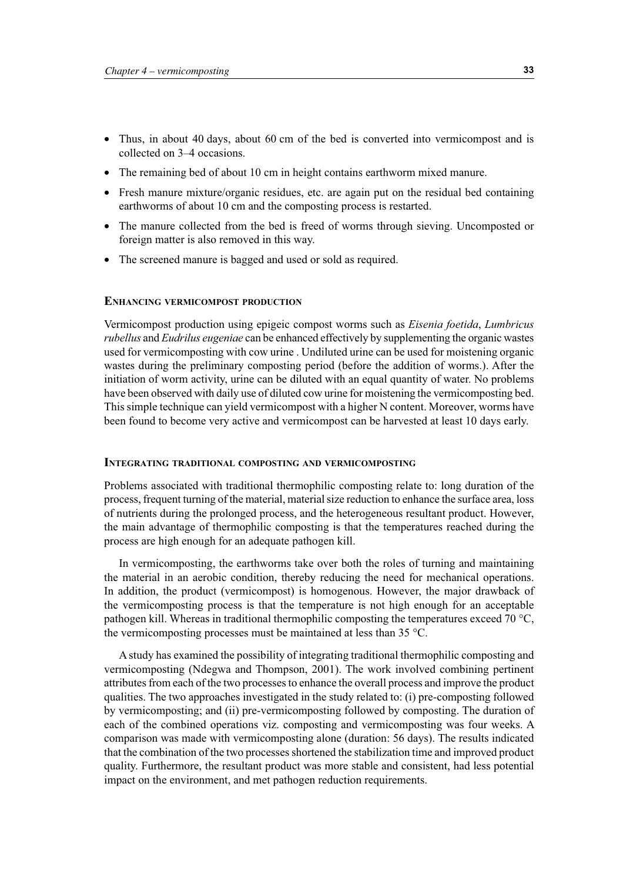- Thus, in about 40 days, about 60 cm of the bed is converted into vermicompost and is collected on 3–4 occasions.
- The remaining bed of about 10 cm in height contains earthworm mixed manure.
- Fresh manure mixture/organic residues, etc. are again put on the residual bed containing earthworms of about 10 cm and the composting process is restarted.
- The manure collected from the bed is freed of worms through sieving. Uncomposted or foreign matter is also removed in this way.
- The screened manure is bagged and used or sold as required.

## Enhancing vermicompost production

Vermicompost production using epigeic compost worms such as *Eisenia foetida*, *Lumbricus rubellus* and *Eudrilus eugeniae* can be enhanced effectively by supplementing the organic wastes used for vermicomposting with cow urine . Undiluted urine can be used for moistening organic wastes during the preliminary composting period (before the addition of worms.). After the initiation of worm activity, urine can be diluted with an equal quantity of water. No problems have been observed with daily use of diluted cow urine for moistening the vermicomposting bed. This simple technique can yield vermicompost with a higher N content. Moreover, worms have been found to become very active and vermicompost can be harvested at least 10 days early.

## Integrating traditional composting and vermicomposting

Problems associated with traditional thermophilic composting relate to: long duration of the process, frequent turning of the material, material size reduction to enhance the surface area, loss of nutrients during the prolonged process, and the heterogeneous resultant product. However, the main advantage of thermophilic composting is that the temperatures reached during the process are high enough for an adequate pathogen kill.

In vermicomposting, the earthworms take over both the roles of turning and maintaining the material in an aerobic condition, thereby reducing the need for mechanical operations. In addition, the product (vermicompost) is homogenous. However, the major drawback of the vermicomposting process is that the temperature is not high enough for an acceptable pathogen kill. Whereas in traditional thermophilic composting the temperatures exceed 70 °C, the vermicomposting processes must be maintained at less than 35 °C.

A study has examined the possibility of integrating traditional thermophilic composting and vermicomposting (Ndegwa and Thompson, 2001). The work involved combining pertinent attributes from each of the two processes to enhance the overall process and improve the product qualities. The two approaches investigated in the study related to: (i) pre-composting followed by vermicomposting; and (ii) pre-vermicomposting followed by composting. The duration of each of the combined operations viz. composting and vermicomposting was four weeks. A comparison was made with vermicomposting alone (duration: 56 days). The results indicated that the combination of the two processes shortened the stabilization time and improved product quality. Furthermore, the resultant product was more stable and consistent, had less potential impact on the environment, and met pathogen reduction requirements.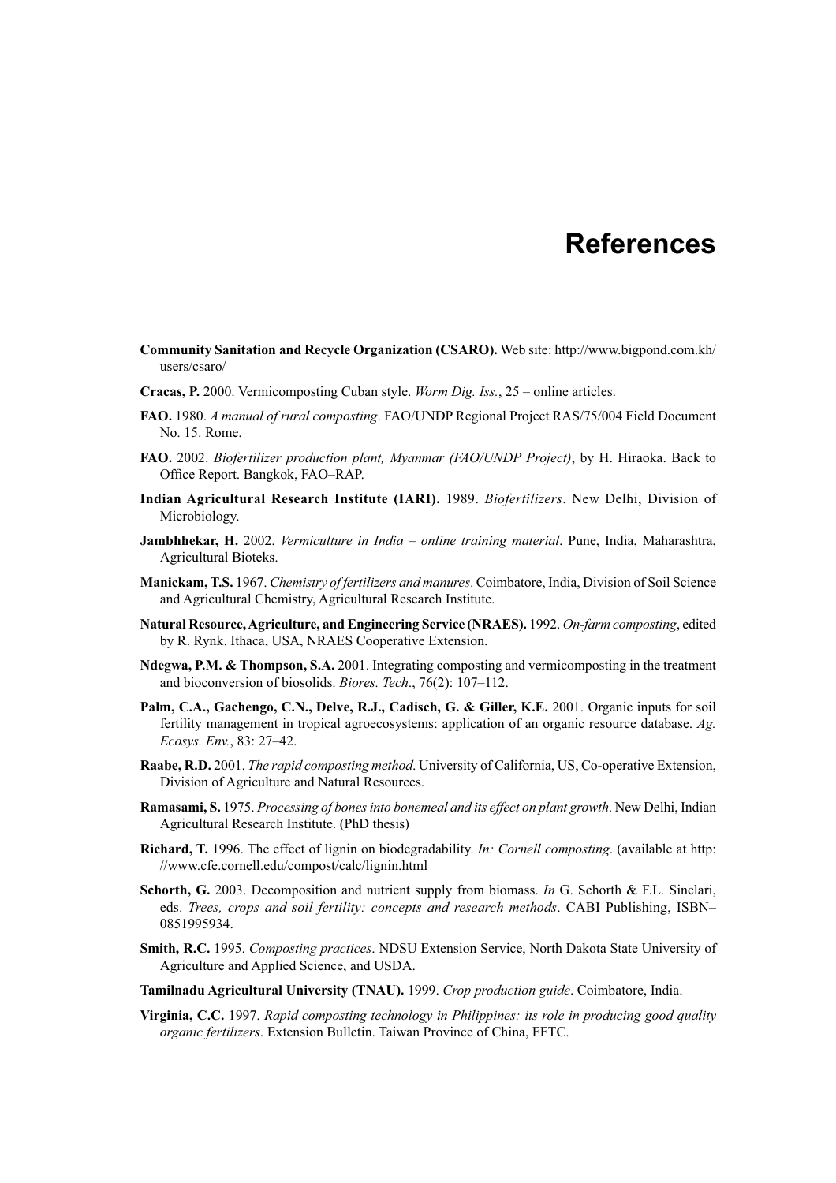# References

**Community Sanitation and Recycle Organization (CSARO).** Web site: http://www.bigpond.com.kh/users/csaro/

**Cracas, P.** 2000. Vermicomposting Cuban style. *Worm Dig. Iss.*, 25 – online articles.

**FAO.** 1980. *A manual of rural composting*. FAO/UNDP Regional Project RAS/75/004 Field Document No. 15. Rome.

**FAO.** 2002. *Biofertilizer production plant, Myanmar (FAO/UNDP Project)*, by H. Hiraoka. Back to Office Report. Bangkok, FAO–RAP.

**Indian Agricultural Research Institute (IARI).** 1989. *Biofertilizers*. New Delhi, Division of Microbiology.

**Jambhhekar, H.** 2002. *Vermiculture in India – online training material*. Pune, India, Maharashtra, Agricultural Bioteks.

**Manickam, T.S.** 1967. *Chemistry of fertilizers and manures*. Coimbatore, India, Division of Soil Science and Agricultural Chemistry, Agricultural Research Institute.

**Natural Resource, Agriculture, and Engineering Service (NRAES).** 1992. *On-farm composting*, edited by R. Rynk. Ithaca, USA, NRAES Cooperative Extension.

**Ndegwa, P.M. & Thompson, S.A.** 2001. Integrating composting and vermicomposting in the treatment and bioconversion of biosolids. *Biores. Tech*., 76(2): 107–112.

**Palm, C.A., Gachengo, C.N., Delve, R.J., Cadisch, G. & Giller, K.E.** 2001. Organic inputs for soil fertility management in tropical agroecosystems: application of an organic resource database. *Ag. Ecosys. Env.*, 83: 27–42.

**Raabe, R.D.** 2001. *The rapid composting method*. University of California, US, Co-operative Extension, Division of Agriculture and Natural Resources.

**Ramasami, S.** 1975. *Processing of bones into bonemeal and its effect on plant growth*. New Delhi, Indian Agricultural Research Institute. (PhD thesis)

**Richard, T.** 1996. The effect of lignin on biodegradability. *In: Cornell composting*. (available at http://www.cfe.cornell.edu/compost/calc/lignin.html

**Schorth, G.** 2003. Decomposition and nutrient supply from biomass. *In* G. Schorth & F.L. Sinclari, eds. *Trees, crops and soil fertility: concepts and research methods*. CABI Publishing, ISBN–0851995934.

**Smith, R.C.** 1995. *Composting practices*. NDSU Extension Service, North Dakota State University of Agriculture and Applied Science, and USDA.

**Tamilnadu Agricultural University (TNAU).** 1999. *Crop production guide*. Coimbatore, India.

**Virginia, C.C.** 1997. *Rapid composting technology in Philippines: its role in producing good quality organic fertilizers*. Extension Bulletin. Taiwan Province of China, FFTC.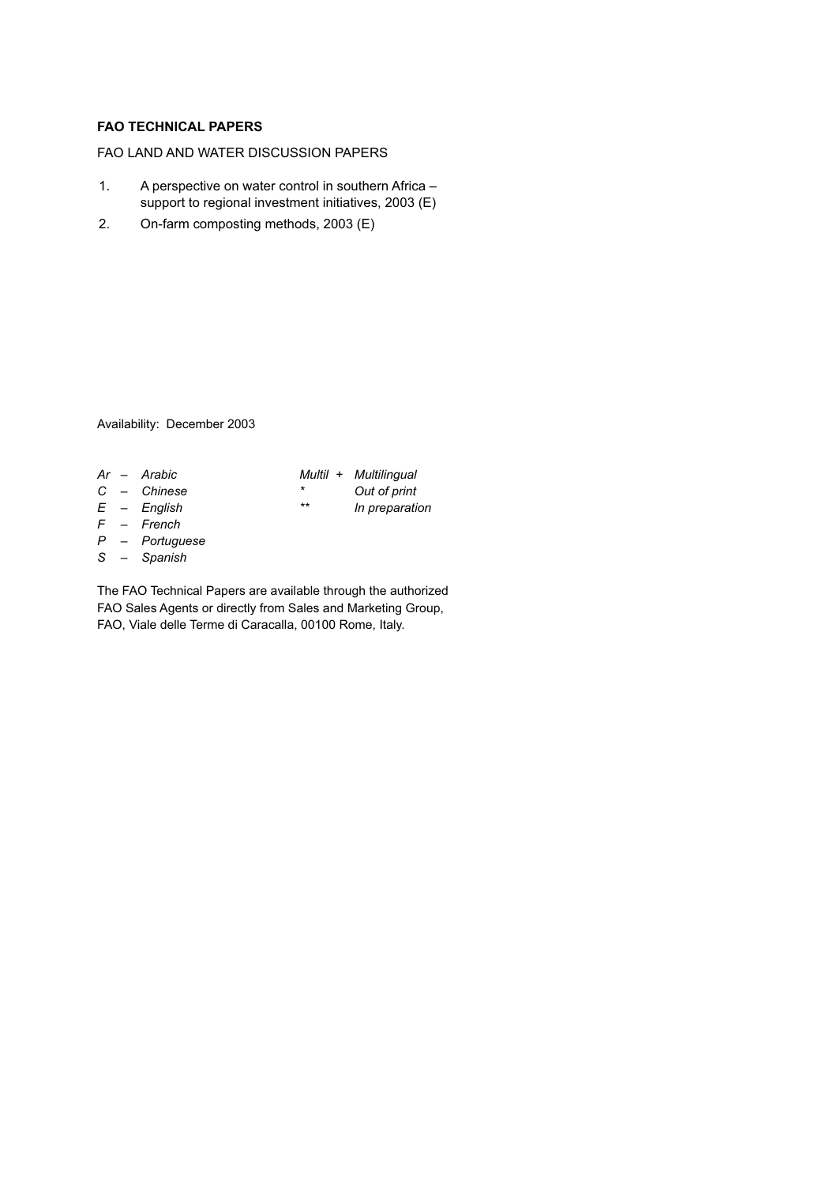**FAO TECHNICAL PAPERS**

FAO LAND AND WATER DISCUSSION PAPERS

1. A perspective on water control in southern Africa – support to regional investment initiatives, 2003 (E)
2. On-farm composting methods, 2003 (E)

Availability: December 2003

| | | | |
|---|---|---|---|
| *Ar – Arabic* | | *Multil +* | *Multilingual* |
| *C – Chinese* | | *** | *Out of print* |
| *E – English* | | **** | *In preparation* |
| *F – French* | | | |
| *P – Portuguese* | | | |
| *S – Spanish* | | | |

The FAO Technical Papers are available through the authorized FAO Sales Agents or directly from Sales and Marketing Group, FAO, Viale delle Terme di Caracalla, 00100 Rome, Italy.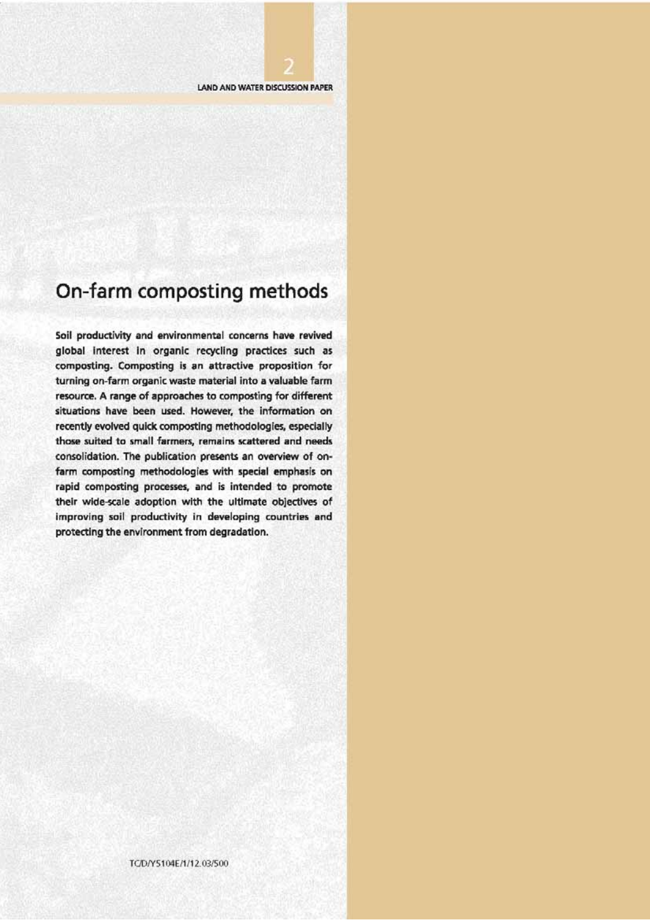2

LAND AND WATER DISCUSSION PAPER

# On-farm composting methods

**Soil productivity and environmental concerns have revived global interest in organic recycling practices such as composting. Composting is an attractive proposition for turning on-farm organic waste material into a valuable farm resource. A range of approaches to composting for different situations have been used. However, the information on recently evolved quick composting methodologies, especially those suited to small farmers, remains scattered and needs consolidation. The publication presents an overview of on-farm composting methodologies with special emphasis on rapid composting processes, and is intended to promote their wide-scale adoption with the ultimate objectives of improving soil productivity in developing countries and protecting the environment from degradation.**

TC/D/Y5104E/1/12.03/500